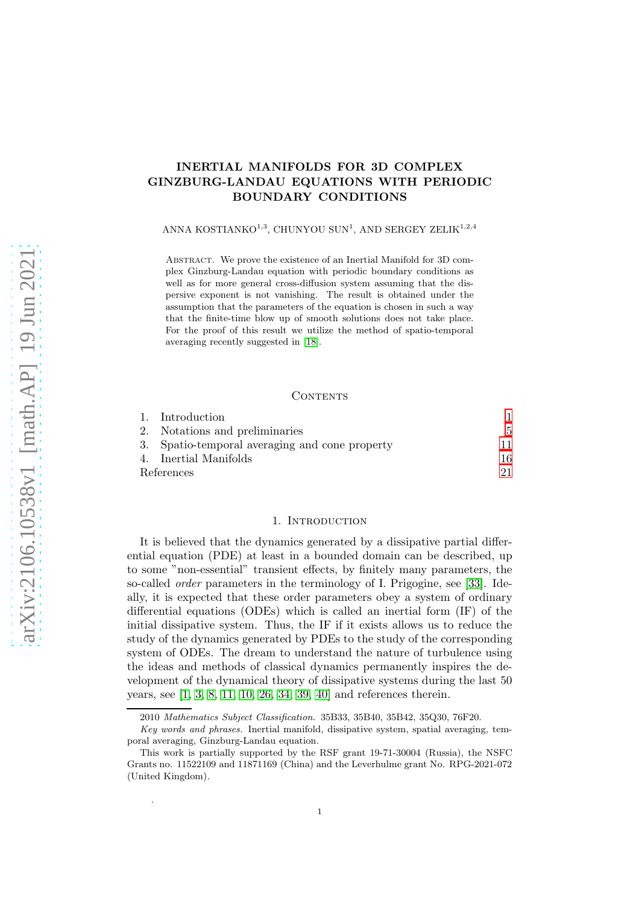# INERTIAL MANIFOLDS FOR 3D COMPLEX GINZBURG-LANDAU EQUATIONS WITH PERIODIC BOUNDARY CONDITIONS

ANNA KOSTIANKO[1,3], CHUNYOU SUN[1], AND SERGEY ZELIK[1,2,4]

Abstract. We prove the existence of an Inertial Manifold for 3D complex Ginzburg-Landau equation with periodic boundary conditions as well as for more general cross-diffusion system assuming that the dispersive exponent is not vanishing. The result is obtained under the assumption that the parameters of the equation is chosen in such a way that the finite-time blow up of smooth solutions does not take place. For the proof of this result we utilize the method of spatio-temporal averaging recently suggested in [18].

## Contents

1. Introduction — 1
2. Notations and preliminaries — 5
3. Spatio-temporal averaging and cone property — 11
4. Inertial Manifolds — 16

References — 21

## 1. Introduction

It is believed that the dynamics generated by a dissipative partial differential equation (PDE) at least in a bounded domain can be described, up to some "non-essential" transient effects, by finitely many parameters, the so-called *order* parameters in the terminology of I. Prigogine, see [33]. Ideally, it is expected that these order parameters obey a system of ordinary differential equations (ODEs) which is called an inertial form (IF) of the initial dissipative system. Thus, the IF if it exists allows us to reduce the study of the dynamics generated by PDEs to the study of the corresponding system of ODEs. The dream to understand the nature of turbulence using the ideas and methods of classical dynamics permanently inspires the development of the dynamical theory of dissipative systems during the last 50 years, see [1, 3, 8, 11, 10, 26, 34, 39, 40] and references therein.

---

2010 *Mathematics Subject Classification.* 35B33, 35B40, 35B42, 35Q30, 76F20.

*Key words and phrases.* Inertial manifold, dissipative system, spatial averaging, temporal averaging, Ginzburg-Landau equation.

This work is partially supported by the RSF grant 19-71-30004 (Russia), the NSFC Grants no. 11522109 and 11871169 (China) and the Leverhulme grant No. RPG-2021-072 (United Kingdom).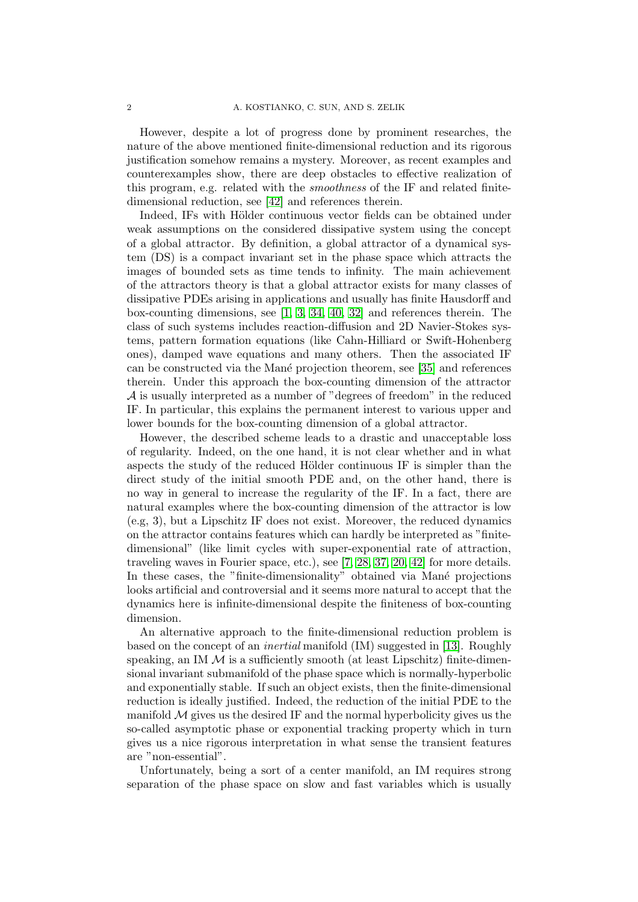However, despite a lot of progress done by prominent researches, the nature of the above mentioned finite-dimensional reduction and its rigorous justification somehow remains a mystery. Moreover, as recent examples and counterexamples show, there are deep obstacles to effective realization of this program, e.g. related with the *smoothness* of the IF and related finite-dimensional reduction, see [42] and references therein.

Indeed, IFs with Hölder continuous vector fields can be obtained under weak assumptions on the considered dissipative system using the concept of a global attractor. By definition, a global attractor of a dynamical system (DS) is a compact invariant set in the phase space which attracts the images of bounded sets as time tends to infinity. The main achievement of the attractors theory is that a global attractor exists for many classes of dissipative PDEs arising in applications and usually has finite Hausdorff and box-counting dimensions, see [1, 3, 34, 40, 32] and references therein. The class of such systems includes reaction-diffusion and 2D Navier-Stokes systems, pattern formation equations (like Cahn-Hilliard or Swift-Hohenberg ones), damped wave equations and many others. Then the associated IF can be constructed via the Mané projection theorem, see [35] and references therein. Under this approach the box-counting dimension of the attractor $\mathcal{A}$ is usually interpreted as a number of "degrees of freedom" in the reduced IF. In particular, this explains the permanent interest to various upper and lower bounds for the box-counting dimension of a global attractor.

However, the described scheme leads to a drastic and unacceptable loss of regularity. Indeed, on the one hand, it is not clear whether and in what aspects the study of the reduced Hölder continuous IF is simpler than the direct study of the initial smooth PDE and, on the other hand, there is no way in general to increase the regularity of the IF. In a fact, there are natural examples where the box-counting dimension of the attractor is low (e.g, 3), but a Lipschitz IF does not exist. Moreover, the reduced dynamics on the attractor contains features which can hardly be interpreted as "finite-dimensional" (like limit cycles with super-exponential rate of attraction, traveling waves in Fourier space, etc.), see [7, 28, 37, 20, 42] for more details. In these cases, the "finite-dimensionality" obtained via Mané projections looks artificial and controversial and it seems more natural to accept that the dynamics here is infinite-dimensional despite the finiteness of box-counting dimension.

An alternative approach to the finite-dimensional reduction problem is based on the concept of an *inertial* manifold (IM) suggested in [13]. Roughly speaking, an IM $\mathcal{M}$ is a sufficiently smooth (at least Lipschitz) finite-dimensional invariant submanifold of the phase space which is normally-hyperbolic and exponentially stable. If such an object exists, then the finite-dimensional reduction is ideally justified. Indeed, the reduction of the initial PDE to the manifold $\mathcal{M}$ gives us the desired IF and the normal hyperbolicity gives us the so-called asymptotic phase or exponential tracking property which in turn gives us a nice rigorous interpretation in what sense the transient features are "non-essential".

Unfortunately, being a sort of a center manifold, an IM requires strong separation of the phase space on slow and fast variables which is usually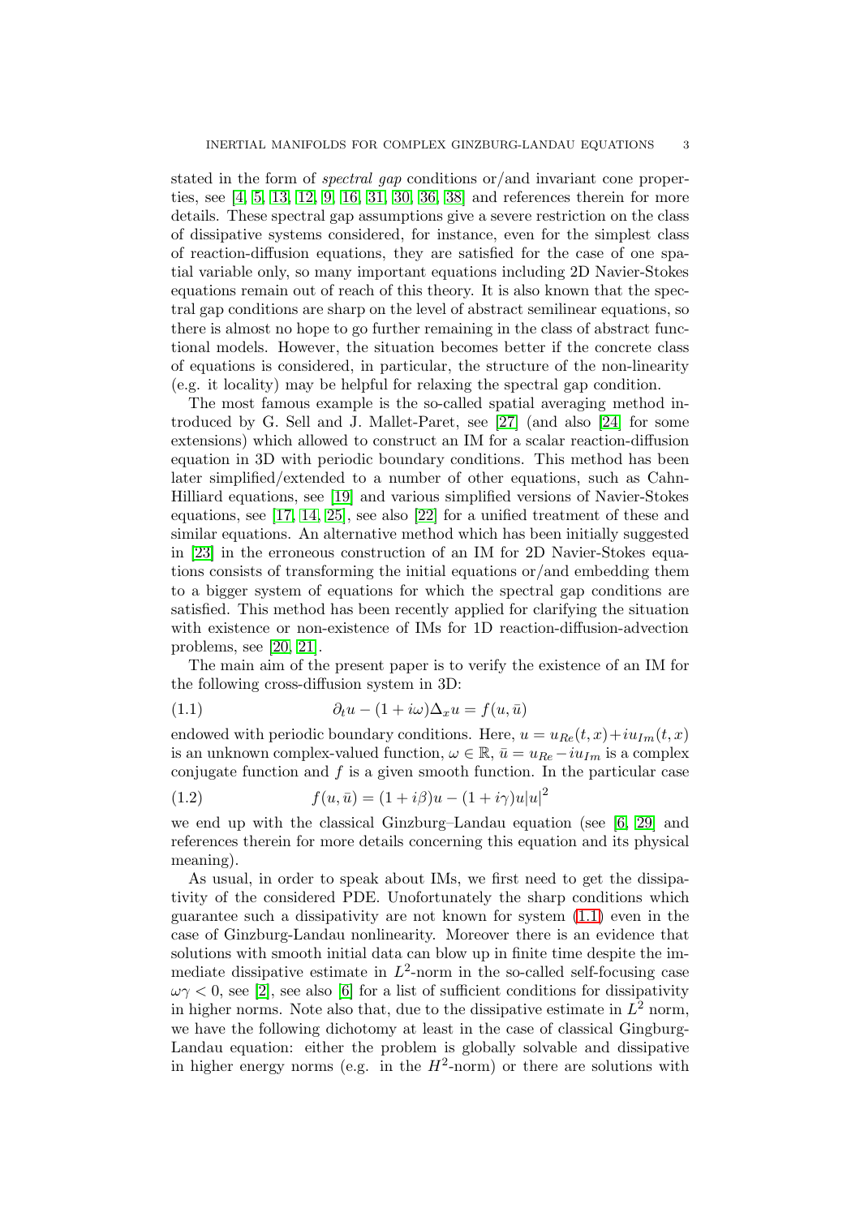stated in the form of *spectral gap* conditions or/and invariant cone properties, see [4, 5, 13, 12, 9, 16, 31, 30, 36, 38] and references therein for more details. These spectral gap assumptions give a severe restriction on the class of dissipative systems considered, for instance, even for the simplest class of reaction-diffusion equations, they are satisfied for the case of one spatial variable only, so many important equations including 2D Navier-Stokes equations remain out of reach of this theory. It is also known that the spectral gap conditions are sharp on the level of abstract semilinear equations, so there is almost no hope to go further remaining in the class of abstract functional models. However, the situation becomes better if the concrete class of equations is considered, in particular, the structure of the non-linearity (e.g. it locality) may be helpful for relaxing the spectral gap condition.

The most famous example is the so-called spatial averaging method introduced by G. Sell and J. Mallet-Paret, see [27] (and also [24] for some extensions) which allowed to construct an IM for a scalar reaction-diffusion equation in 3D with periodic boundary conditions. This method has been later simplified/extended to a number of other equations, such as Cahn-Hilliard equations, see [19] and various simplified versions of Navier-Stokes equations, see [17, 14, 25], see also [22] for a unified treatment of these and similar equations. An alternative method which has been initially suggested in [23] in the erroneous construction of an IM for 2D Navier-Stokes equations consists of transforming the initial equations or/and embedding them to a bigger system of equations for which the spectral gap conditions are satisfied. This method has been recently applied for clarifying the situation with existence or non-existence of IMs for 1D reaction-diffusion-advection problems, see [20, 21].

The main aim of the present paper is to verify the existence of an IM for the following cross-diffusion system in 3D:

$$\partial_t u - (1 + i\omega)\Delta_x u = f(u, \bar{u}) \tag{1.1}$$

endowed with periodic boundary conditions. Here, $u = u_{Re}(t, x) + iu_{Im}(t, x)$ is an unknown complex-valued function, $\omega \in \mathbb{R}$, $\bar{u} = u_{Re} - iu_{Im}$ is a complex conjugate function and $f$ is a given smooth function. In the particular case

$$f(u, \bar{u}) = (1 + i\beta)u - (1 + i\gamma)u|u|^2 \tag{1.2}$$

we end up with the classical Ginzburg–Landau equation (see [6, 29] and references therein for more details concerning this equation and its physical meaning).

As usual, in order to speak about IMs, we first need to get the dissipativity of the considered PDE. Unofortunately the sharp conditions which guarantee such a dissipativity are not known for system (1.1) even in the case of Ginzburg-Landau nonlinearity. Moreover there is an evidence that solutions with smooth initial data can blow up in finite time despite the immediate dissipative estimate in $L^2$-norm in the so-called self-focusing case $\omega\gamma < 0$, see [2], see also [6] for a list of sufficient conditions for dissipativity in higher norms. Note also that, due to the dissipative estimate in $L^2$ norm, we have the following dichotomy at least in the case of classical Gingburg-Landau equation: either the problem is globally solvable and dissipative in higher energy norms (e.g. in the $H^2$-norm) or there are solutions with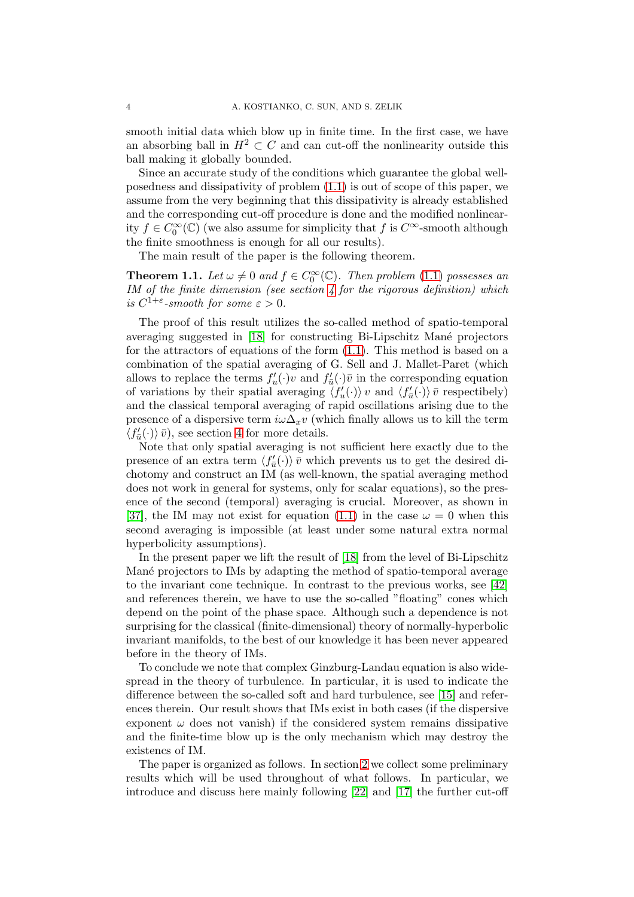smooth initial data which blow up in finite time. In the first case, we have an absorbing ball in $H^2 \subset C$ and can cut-off the nonlinearity outside this ball making it globally bounded.

Since an accurate study of the conditions which guarantee the global well-posedness and dissipativity of problem (1.1) is out of scope of this paper, we assume from the very beginning that this dissipativity is already established and the corresponding cut-off procedure is done and the modified nonlinearity $f \in C_0^\infty(\mathbb{C})$ (we also assume for simplicity that $f$ is $C^\infty$-smooth although the finite smoothness is enough for all our results).

The main result of the paper is the following theorem.

**Theorem 1.1.** *Let $\omega \neq 0$ and $f \in C_0^\infty(\mathbb{C})$. Then problem (1.1) possesses an IM of the finite dimension (see section 4 for the rigorous definition) which is $C^{1+\varepsilon}$-smooth for some $\varepsilon > 0$.*

The proof of this result utilizes the so-called method of spatio-temporal averaging suggested in [18] for constructing Bi-Lipschitz Mané projectors for the attractors of equations of the form (1.1). This method is based on a combination of the spatial averaging of G. Sell and J. Mallet-Paret (which allows to replace the terms $f'_u(\cdot)v$ and $f'_{\bar{u}}(\cdot)\bar{v}$ in the corresponding equation of variations by their spatial averaging $\langle f'_u(\cdot)\rangle\, v$ and $\langle f'_{\bar{u}}(\cdot)\rangle\, \bar{v}$ respectibely) and the classical temporal averaging of rapid oscillations arising due to the presence of a dispersive term $i\omega\Delta_x v$ (which finally allows us to kill the term $\langle f'_{\bar{u}}(\cdot)\rangle\, \bar{v}$), see section 4 for more details.

Note that only spatial averaging is not sufficient here exactly due to the presence of an extra term $\langle f'_{\bar{u}}(\cdot)\rangle\, \bar{v}$ which prevents us to get the desired dichotomy and construct an IM (as well-known, the spatial averaging method does not work in general for systems, only for scalar equations), so the presence of the second (temporal) averaging is crucial. Moreover, as shown in [37], the IM may not exist for equation (1.1) in the case $\omega = 0$ when this second averaging is impossible (at least under some natural extra normal hyperbolicity assumptions).

In the present paper we lift the result of [18] from the level of Bi-Lipschitz Mané projectors to IMs by adapting the method of spatio-temporal average to the invariant cone technique. In contrast to the previous works, see [42] and references therein, we have to use the so-called "floating" cones which depend on the point of the phase space. Although such a dependence is not surprising for the classical (finite-dimensional) theory of normally-hyperbolic invariant manifolds, to the best of our knowledge it has been never appeared before in the theory of IMs.

To conclude we note that complex Ginzburg-Landau equation is also widespread in the theory of turbulence. In particular, it is used to indicate the difference between the so-called soft and hard turbulence, see [15] and references therein. Our result shows that IMs exist in both cases (if the dispersive exponent $\omega$ does not vanish) if the considered system remains dissipative and the finite-time blow up is the only mechanism which may destroy the existencs of IM.

The paper is organized as follows. In section 2 we collect some preliminary results which will be used throughout of what follows. In particular, we introduce and discuss here mainly following [22] and [17] the further cut-off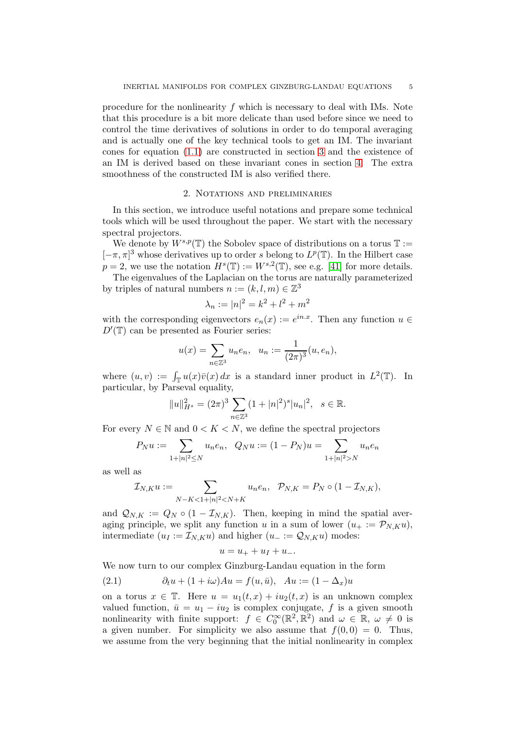procedure for the nonlinearity $f$ which is necessary to deal with IMs. Note that this procedure is a bit more delicate than used before since we need to control the time derivatives of solutions in order to do temporal averaging and is actually one of the key technical tools to get an IM. The invariant cones for equation (1.1) are constructed in section 3 and the existence of an IM is derived based on these invariant cones in section 4. The extra smoothness of the constructed IM is also verified there.

## 2. Notations and preliminaries

In this section, we introduce useful notations and prepare some technical tools which will be used throughout the paper. We start with the necessary spectral projectors.

We denote by $W^{s,p}(\mathbb{T})$ the Sobolev space of distributions on a torus $\mathbb{T} := [-\pi, \pi]^3$ whose derivatives up to order $s$ belong to $L^p(\mathbb{T})$. In the Hilbert case $p = 2$, we use the notation $H^s(\mathbb{T}) := W^{s,2}(\mathbb{T})$, see e.g. [41] for more details.

The eigenvalues of the Laplacian on the torus are naturally parameterized by triples of natural numbers $n := (k, l, m) \in \mathbb{Z}^3$

$$\lambda_n := |n|^2 = k^2 + l^2 + m^2$$

with the corresponding eigenvectors $e_n(x) := e^{in.x}$. Then any function $u \in D'(\mathbb{T})$ can be presented as Fourier series:

$$u(x) = \sum_{n\in\mathbb{Z}^3} u_n e_n, \quad u_n := \frac{1}{(2\pi)^3}(u, e_n),$$

where $(u, v) := \int_{\mathbb{T}} u(x)\bar{v}(x)\,dx$ is a standard inner product in $L^2(\mathbb{T})$. In particular, by Parseval equality,

$$\|u\|^2_{H^s} = (2\pi)^3 \sum_{n\in\mathbb{Z}^3} (1 + |n|^2)^s |u_n|^2, \quad s \in \mathbb{R}.$$

For every $N \in \mathbb{N}$ and $0 < K < N$, we define the spectral projectors

$$P_N u := \sum_{1+|n|^2 \le N} u_n e_n, \quad Q_N u := (1 - P_N)u = \sum_{1+|n|^2 > N} u_n e_n$$

as well as

$$\mathcal{I}_{N,K} u := \sum_{N-K<1+|n|^2<N+K} u_n e_n, \quad \mathcal{P}_{N,K} = P_N \circ (1 - \mathcal{I}_{N,K}),$$

and $\mathcal{Q}_{N,K} := Q_N \circ (1 - \mathcal{I}_{N,K})$. Then, keeping in mind the spatial averaging principle, we split any function $u$ in a sum of lower ($u_+ := \mathcal{P}_{N,K} u$), intermediate ($u_I := \mathcal{I}_{N,K} u$) and higher ($u_- := \mathcal{Q}_{N,K} u$) modes:

$$u = u_+ + u_I + u_-.$$

We now turn to our complex Ginzburg-Landau equation in the form

$$\partial_t u + (1 + i\omega)Au = f(u, \bar{u}), \quad Au := (1 - \Delta_x)u \tag{2.1}$$

on a torus $x \in \mathbb{T}$. Here $u = u_1(t, x) + iu_2(t, x)$ is an unknown complex valued function, $\bar{u} = u_1 - iu_2$ is complex conjugate, $f$ is a given smooth nonlinearity with finite support: $f \in C_0^\infty(\mathbb{R}^2, \mathbb{R}^2)$ and $\omega \in \mathbb{R}$, $\omega \neq 0$ is a given number. For simplicity we also assume that $f(0, 0) = 0$. Thus, we assume from the very beginning that the initial nonlinearity in complex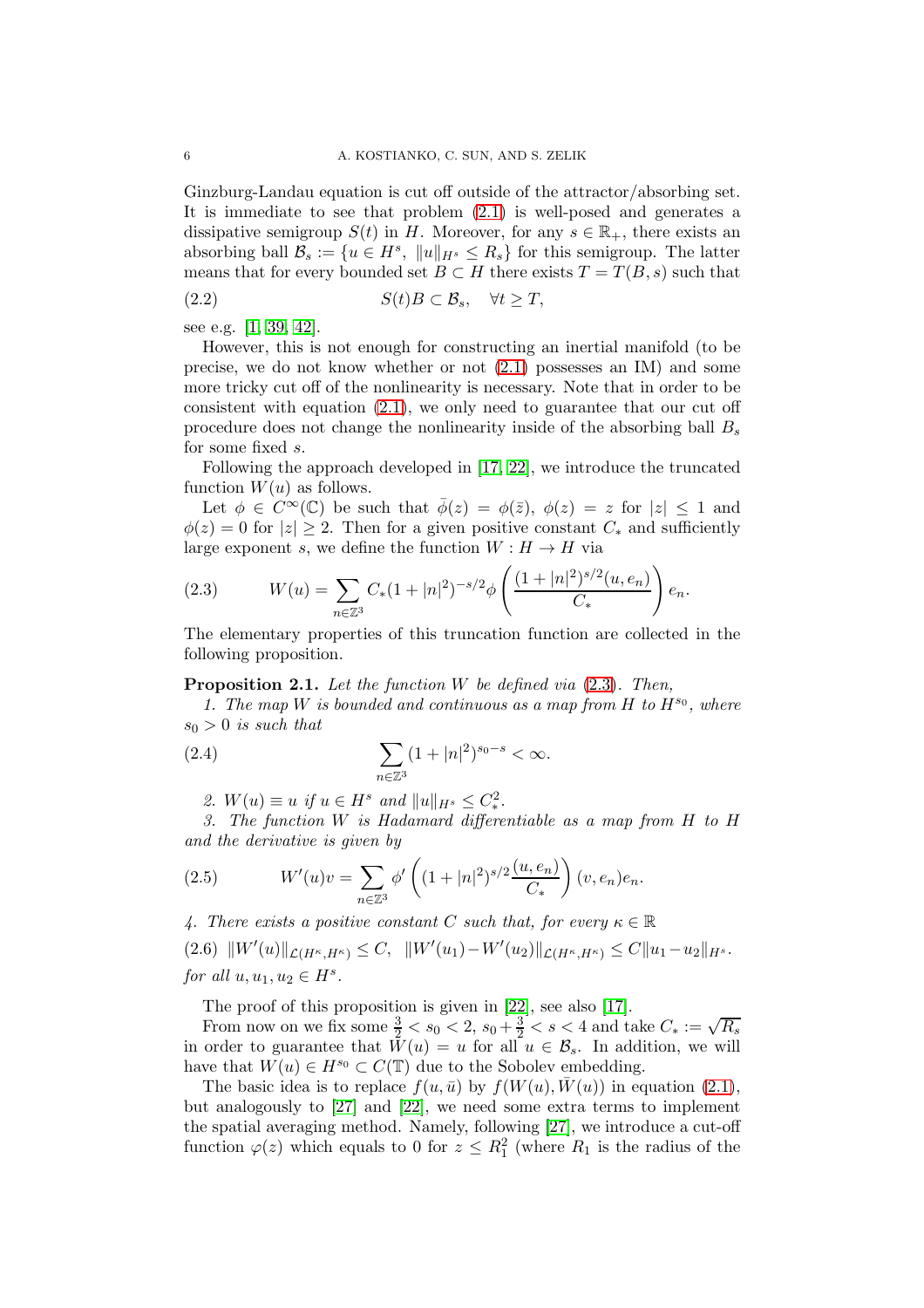Ginzburg-Landau equation is cut off outside of the attractor/absorbing set. It is immediate to see that problem (2.1) is well-posed and generates a dissipative semigroup $S(t)$ in $H$. Moreover, for any $s \in \mathbb{R}_+$, there exists an absorbing ball $\mathcal{B}_s := \{u \in H^s,\ \|u\|_{H^s} \le R_s\}$ for this semigroup. The latter means that for every bounded set $B \subset H$ there exists $T = T(B, s)$ such that

$$
S(t)B \subset \mathcal{B}_s, \quad \forall t \ge T, \tag{2.2}
$$

see e.g. [1, 39, 42].

However, this is not enough for constructing an inertial manifold (to be precise, we do not know whether or not (2.1) possesses an IM) and some more tricky cut off of the nonlinearity is necessary. Note that in order to be consistent with equation (2.1), we only need to guarantee that our cut off procedure does not change the nonlinearity inside of the absorbing ball $B_s$ for some fixed $s$.

Following the approach developed in [17, 22], we introduce the truncated function $W(u)$ as follows.

Let $\phi \in C^\infty(\mathbb{C})$ be such that $\bar{\phi}(z) = \phi(\bar{z})$, $\phi(z) = z$ for $|z| \le 1$ and $\phi(z) = 0$ for $|z| \ge 2$. Then for a given positive constant $C_*$ and sufficiently large exponent $s$, we define the function $W : H \to H$ via

$$
W(u) = \sum_{n \in \mathbb{Z}^3} C_*(1 + |n|^2)^{-s/2} \phi\left(\frac{(1 + |n|^2)^{s/2}(u, e_n)}{C_*}\right) e_n. \tag{2.3}
$$

The elementary properties of this truncation function are collected in the following proposition.

**Proposition 2.1.** *Let the function $W$ be defined via (2.3). Then,*

*1. The map $W$ is bounded and continuous as a map from $H$ to $H^{s_0}$, where $s_0 > 0$ is such that*

$$
\sum_{n \in \mathbb{Z}^3} (1 + |n|^2)^{s_0 - s} < \infty. \tag{2.4}
$$

*2. $W(u) \equiv u$ if $u \in H^s$ and $\|u\|_{H^s} \le C_*^2$.*

*3. The function $W$ is Hadamard differentiable as a map from $H$ to $H$ and the derivative is given by*

$$
W'(u)v = \sum_{n \in \mathbb{Z}^3} \phi'\left((1 + |n|^2)^{s/2}\frac{(u, e_n)}{C_*}\right)(v, e_n)e_n. \tag{2.5}
$$

*4. There exists a positive constant $C$ such that, for every $\kappa \in \mathbb{R}$*

$$
\|W'(u)\|_{\mathcal{L}(H^\kappa, H^\kappa)} \le C, \quad \|W'(u_1) - W'(u_2)\|_{\mathcal{L}(H^\kappa, H^\kappa)} \le C\|u_1 - u_2\|_{H^s}. \tag{2.6}
$$

*for all $u, u_1, u_2 \in H^s$.*

The proof of this proposition is given in [22], see also [17].

From now on we fix some $\frac{3}{2} < s_0 < 2$, $s_0 + \frac{3}{2} < s < 4$ and take $C_* := \sqrt{R_s}$ in order to guarantee that $W(u) = u$ for all $u \in \mathcal{B}_s$. In addition, we will have that $W(u) \in H^{s_0} \subset C(\mathbb{T})$ due to the Sobolev embedding.

The basic idea is to replace $f(u, \bar{u})$ by $f(W(u), \bar{W}(u))$ in equation (2.1), but analogously to [27] and [22], we need some extra terms to implement the spatial averaging method. Namely, following [27], we introduce a cut-off function $\varphi(z)$ which equals to 0 for $z \le R_1^2$ (where $R_1$ is the radius of the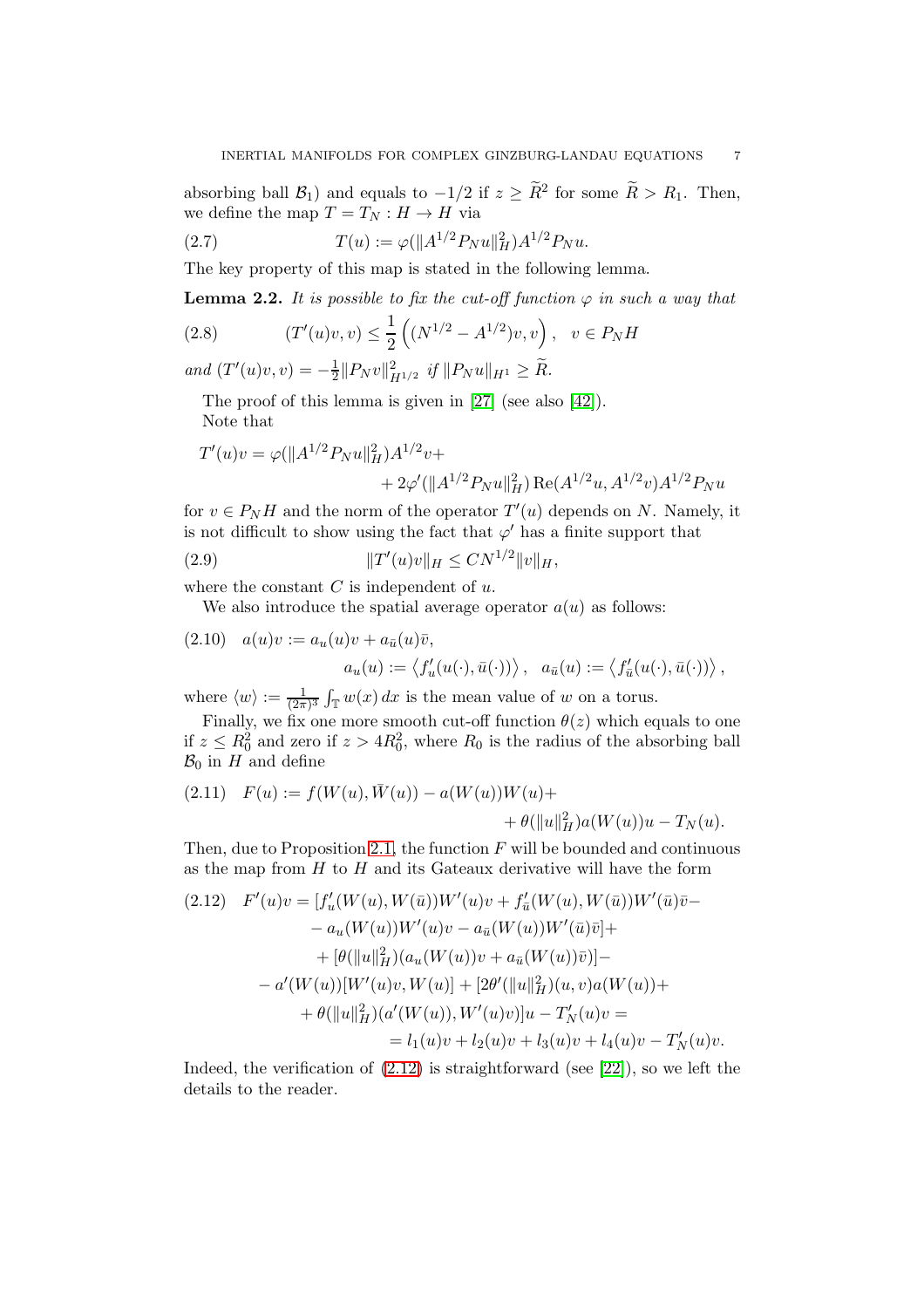absorbing ball $\mathcal{B}_1$) and equals to $-1/2$ if $z \geq \widetilde{R}^2$ for some $\widetilde{R} > R_1$. Then, we define the map $T = T_N : H \to H$ via

$$T(u) := \varphi(\|A^{1/2}P_N u\|_H^2)A^{1/2}P_N u. \tag{2.7}$$

The key property of this map is stated in the following lemma.

**Lemma 2.2.** *It is possible to fix the cut-off function $\varphi$ in such a way that*

$$(T'(u)v, v) \leq \frac{1}{2}\left((N^{1/2} - A^{1/2})v, v\right), \quad v \in P_N H \tag{2.8}$$

*and $(T'(u)v, v) = -\frac{1}{2}\|P_N v\|_{H^{1/2}}^2$ if $\|P_N u\|_{H^1} \geq \widetilde{R}$.*

The proof of this lemma is given in [27] (see also [42]).

Note that

$$T'(u)v = \varphi(\|A^{1/2}P_N u\|_H^2)A^{1/2}v + \\ + 2\varphi'(\|A^{1/2}P_N u\|_H^2)\operatorname{Re}(A^{1/2}u, A^{1/2}v)A^{1/2}P_N u$$

for $v \in P_N H$ and the norm of the operator $T'(u)$ depends on $N$. Namely, it is not difficult to show using the fact that $\varphi'$ has a finite support that

$$\|T'(u)v\|_H \leq CN^{1/2}\|v\|_H, \tag{2.9}$$

where the constant $C$ is independent of $u$.

We also introduce the spatial average operator $a(u)$ as follows:

$$a(u)v := a_u(u)v + a_{\bar{u}}(u)\bar{v}, \tag{2.10}$$
$$a_u(u) := \left\langle f'_u(u(\cdot), \bar{u}(\cdot))\right\rangle, \quad a_{\bar{u}}(u) := \left\langle f'_{\bar{u}}(u(\cdot), \bar{u}(\cdot))\right\rangle,$$

where $\langle w\rangle := \frac{1}{(2\pi)^3}\int_{\mathbb{T}} w(x)\,dx$ is the mean value of $w$ on a torus.

Finally, we fix one more smooth cut-off function $\theta(z)$ which equals to one if $z \leq R_0^2$ and zero if $z > 4R_0^2$, where $R_0$ is the radius of the absorbing ball $\mathcal{B}_0$ in $H$ and define

$$F(u) := f(W(u), \bar{W}(u)) - a(W(u))W(u) + \\ + \theta(\|u\|_H^2)a(W(u))u - T_N(u). \tag{2.11}$$

Then, due to Proposition 2.1, the function $F$ will be bounded and continuous as the map from $H$ to $H$ and its Gateaux derivative will have the form

$$\begin{aligned}
F'(u)v = {} & [f'_u(W(u), W(\bar{u}))W'(u)v + f'_{\bar{u}}(W(u), W(\bar{u}))W'(\bar{u})\bar{v} - \\
& - a_u(W(u))W'(u)v - a_{\bar{u}}(W(u))W'(\bar{u})\bar{v}] + \\
& + [\theta(\|u\|_H^2)(a_u(W(u))v + a_{\bar{u}}(W(u))\bar{v})] - \\
& - a'(W(u))[W'(u)v, W(u)] + [2\theta'(\|u\|_H^2)(u, v)a(W(u)) + \\
& + \theta(\|u\|_H^2)(a'(W(u)), W'(u)v)]u - T'_N(u)v = \\
& = l_1(u)v + l_2(u)v + l_3(u)v + l_4(u)v - T'_N(u)v.
\end{aligned} \tag{2.12}$$

Indeed, the verification of (2.12) is straightforward (see [22]), so we left the details to the reader.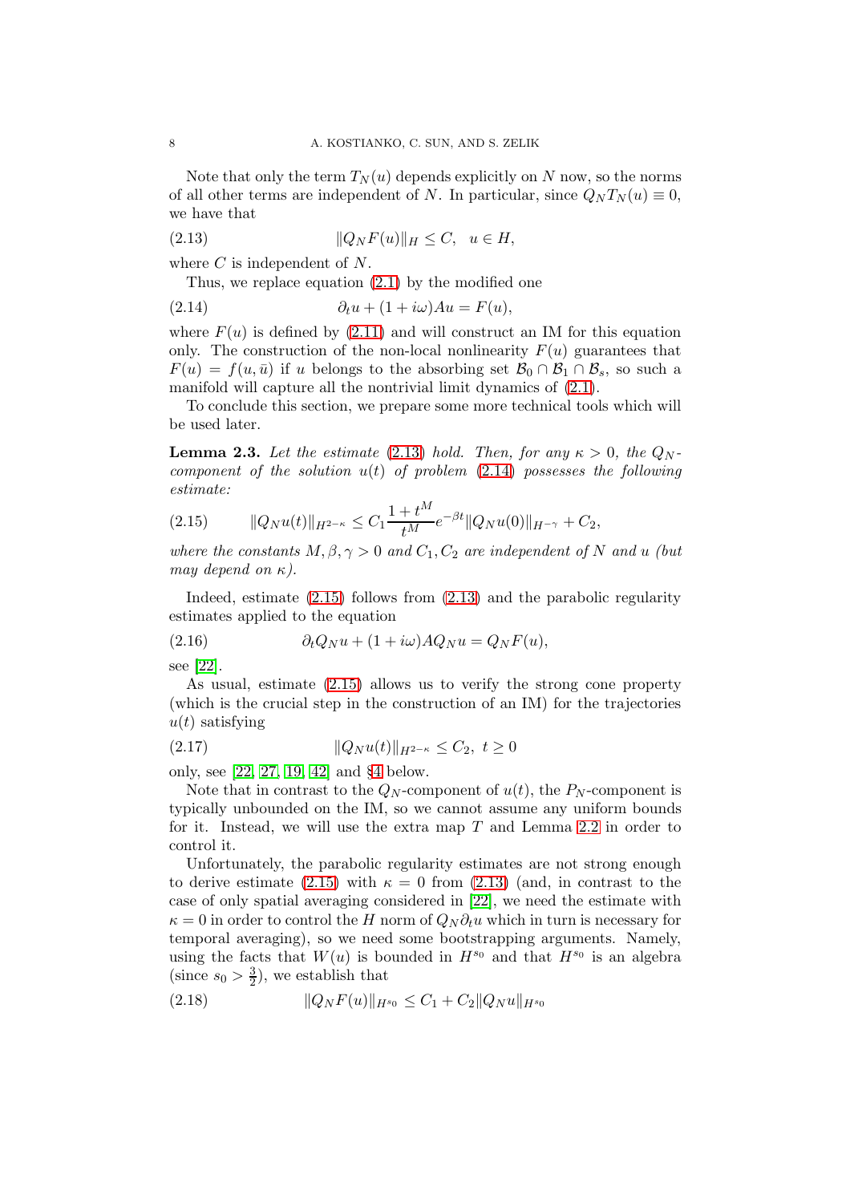Note that only the term $T_N(u)$ depends explicitly on $N$ now, so the norms of all other terms are independent of $N$. In particular, since $Q_N T_N(u) \equiv 0$, we have that

$$\|Q_N F(u)\|_H \leq C, \quad u \in H, \tag{2.13}$$

where $C$ is independent of $N$.

Thus, we replace equation (2.1) by the modified one

$$\partial_t u + (1 + i\omega)Au = F(u), \tag{2.14}$$

where $F(u)$ is defined by (2.11) and will construct an IM for this equation only. The construction of the non-local nonlinearity $F(u)$ guarantees that $F(u) = f(u, \bar{u})$ if $u$ belongs to the absorbing set $\mathcal{B}_0 \cap \mathcal{B}_1 \cap \mathcal{B}_s$, so such a manifold will capture all the nontrivial limit dynamics of (2.1).

To conclude this section, we prepare some more technical tools which will be used later.

**Lemma 2.3.** *Let the estimate (2.13) hold. Then, for any $\kappa > 0$, the $Q_N$-component of the solution $u(t)$ of problem (2.14) possesses the following estimate:*

$$\|Q_N u(t)\|_{H^{2-\kappa}} \leq C_1 \frac{1 + t^M}{t^M} e^{-\beta t} \|Q_N u(0)\|_{H^{-\gamma}} + C_2, \tag{2.15}$$

*where the constants $M, \beta, \gamma > 0$ and $C_1, C_2$ are independent of $N$ and $u$ (but may depend on $\kappa$).*

Indeed, estimate (2.15) follows from (2.13) and the parabolic regularity estimates applied to the equation

$$\partial_t Q_N u + (1 + i\omega)AQ_N u = Q_N F(u), \tag{2.16}$$

see [22].

As usual, estimate (2.15) allows us to verify the strong cone property (which is the crucial step in the construction of an IM) for the trajectories $u(t)$ satisfying

$$\|Q_N u(t)\|_{H^{2-\kappa}} \leq C_2, \ t \geq 0 \tag{2.17}$$

only, see [22, 27, 19, 42] and §4 below.

Note that in contrast to the $Q_N$-component of $u(t)$, the $P_N$-component is typically unbounded on the IM, so we cannot assume any uniform bounds for it. Instead, we will use the extra map $T$ and Lemma 2.2 in order to control it.

Unfortunately, the parabolic regularity estimates are not strong enough to derive estimate (2.15) with $\kappa = 0$ from (2.13) (and, in contrast to the case of only spatial averaging considered in [22], we need the estimate with $\kappa = 0$ in order to control the $H$ norm of $Q_N \partial_t u$ which in turn is necessary for temporal averaging), so we need some bootstrapping arguments. Namely, using the facts that $W(u)$ is bounded in $H^{s_0}$ and that $H^{s_0}$ is an algebra (since $s_0 > \frac{3}{2}$), we establish that

$$\|Q_N F(u)\|_{H^{s_0}} \leq C_1 + C_2 \|Q_N u\|_{H^{s_0}} \tag{2.18}$$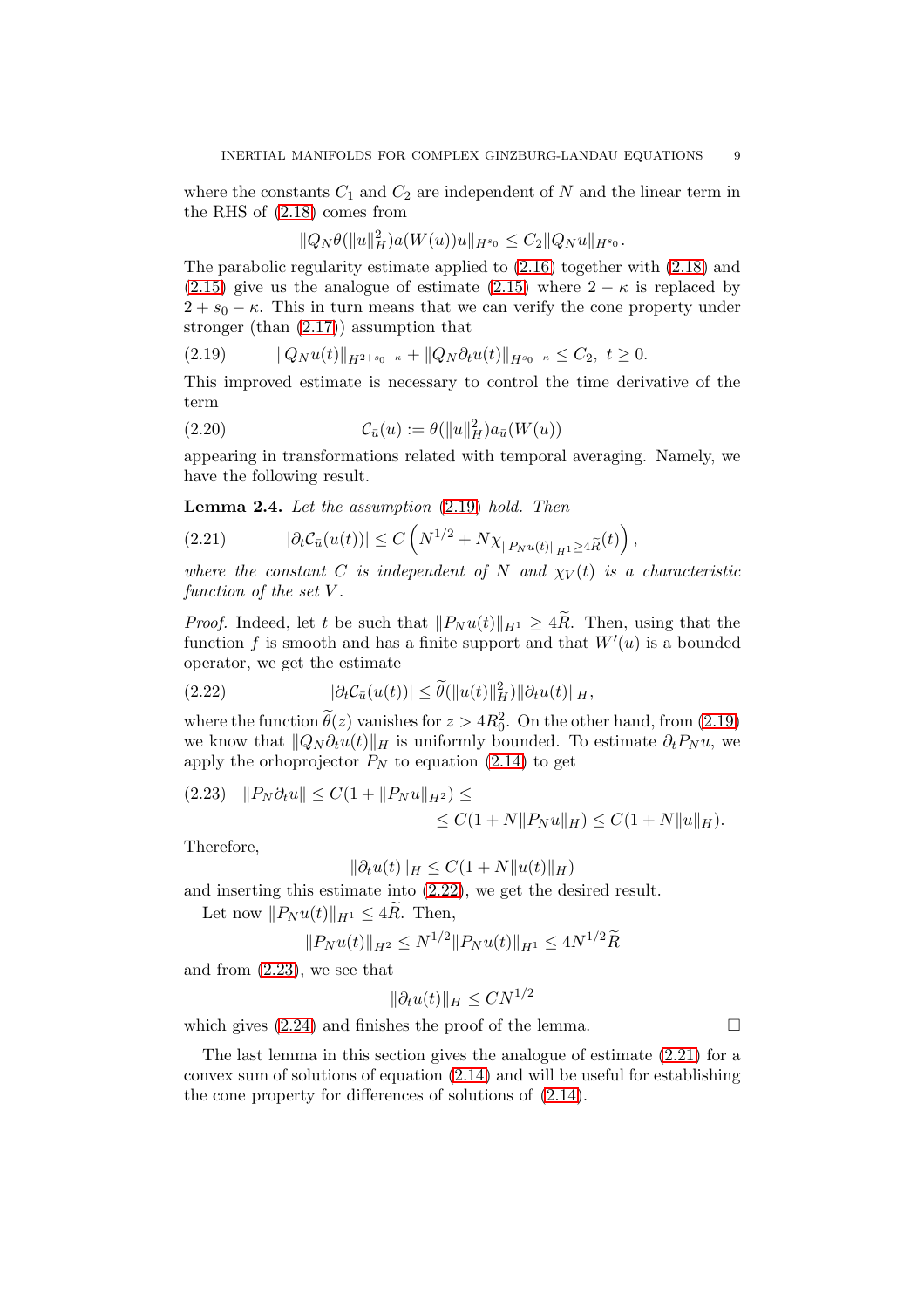where the constants $C_1$ and $C_2$ are independent of $N$ and the linear term in the RHS of (2.18) comes from

$$\|Q_N\theta(\|u\|_H^2)a(W(u))u\|_{H^{s_0}} \le C_2\|Q_Nu\|_{H^{s_0}}.$$

The parabolic regularity estimate applied to (2.16) together with (2.18) and (2.15) give us the analogue of estimate (2.15) where $2-\kappa$ is replaced by $2+s_0-\kappa$. This in turn means that we can verify the cone property under stronger (than (2.17)) assumption that

$$\|Q_Nu(t)\|_{H^{2+s_0-\kappa}} + \|Q_N\partial_t u(t)\|_{H^{s_0-\kappa}} \le C_2,\ t\ge 0. \tag{2.19}$$

This improved estimate is necessary to control the time derivative of the term

$$\mathcal{C}_{\bar u}(u) := \theta(\|u\|_H^2)a_{\bar u}(W(u)) \tag{2.20}$$

appearing in transformations related with temporal averaging. Namely, we have the following result.

**Lemma 2.4.** *Let the assumption* (2.19) *hold. Then*

$$|\partial_t \mathcal{C}_{\bar u}(u(t))| \le C\left(N^{1/2} + N\chi_{\|P_Nu(t)\|_{H^1}\ge 4\widetilde R}(t)\right), \tag{2.21}$$

*where the constant $C$ is independent of $N$ and $\chi_V(t)$ is a characteristic function of the set $V$.*

*Proof.* Indeed, let $t$ be such that $\|P_Nu(t)\|_{H^1}\ge 4\widetilde R$. Then, using that the function $f$ is smooth and has a finite support and that $W'(u)$ is a bounded operator, we get the estimate

$$|\partial_t\mathcal{C}_{\bar u}(u(t))| \le \widetilde\theta(\|u(t)\|_H^2)\|\partial_t u(t)\|_H, \tag{2.22}$$

where the function $\widetilde\theta(z)$ vanishes for $z>4R_0^2$. On the other hand, from (2.19) we know that $\|Q_N\partial_t u(t)\|_H$ is uniformly bounded. To estimate $\partial_t P_N u$, we apply the orhoprojector $P_N$ to equation (2.14) to get

$$\begin{aligned}\|P_N\partial_t u\| &\le C(1+\|P_Nu\|_{H^2}) \le \\ &\le C(1+N\|P_Nu\|_H) \le C(1+N\|u\|_H).\end{aligned} \tag{2.23}$$

Therefore,

$$\|\partial_t u(t)\|_H \le C(1+N\|u(t)\|_H)$$

and inserting this estimate into (2.22), we get the desired result.

Let now $\|P_Nu(t)\|_{H^1}\le 4\widetilde R$. Then,

$$\|P_Nu(t)\|_{H^2} \le N^{1/2}\|P_Nu(t)\|_{H^1} \le 4N^{1/2}\widetilde R$$

and from (2.23), we see that

$$\|\partial_t u(t)\|_H \le CN^{1/2}$$

which gives (2.24) and finishes the proof of the lemma. $\square$

The last lemma in this section gives the analogue of estimate (2.21) for a convex sum of solutions of equation (2.14) and will be useful for establishing the cone property for differences of solutions of (2.14).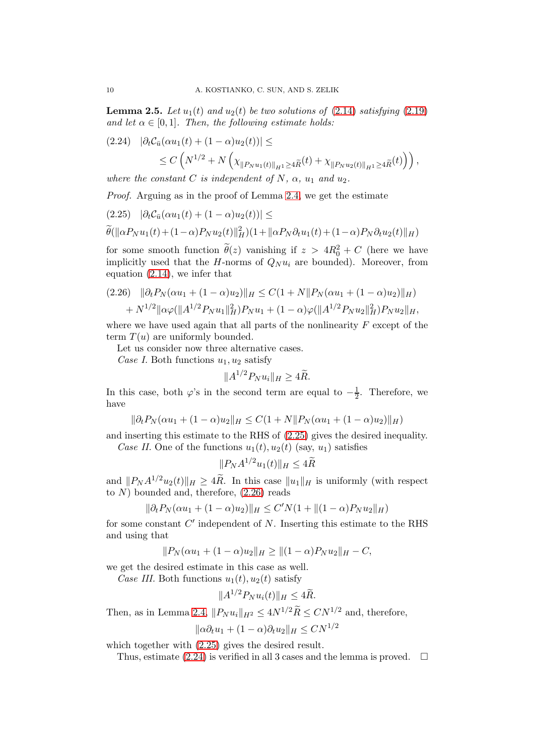**Lemma 2.5.** *Let $u_1(t)$ and $u_2(t)$ be two solutions of (2.14) satisfying (2.19) and let $\alpha\in[0,1]$. Then, the following estimate holds:*

$$
\begin{aligned}
(2.24)\quad & |\partial_t \mathcal{C}_{\bar u}(\alpha u_1(t)+(1-\alpha)u_2(t))|\le\\
&\le C\left(N^{1/2}+N\left(\chi_{\|P_Nu_1(t)\|_{H^1}\ge4\widetilde R}(t)+\chi_{\|P_Nu_2(t)\|_{H^1}\ge4\widetilde R}(t)\right)\right),
\end{aligned}
$$

*where the constant $C$ is independent of $N$, $\alpha$, $u_1$ and $u_2$.*

*Proof.* Arguing as in the proof of Lemma 2.4, we get the estimate

$$
\begin{aligned}
(2.25)\quad & |\partial_t \mathcal{C}_{\bar u}(\alpha u_1(t)+(1-\alpha)u_2(t))|\le\\
&\widetilde\theta(\|\alpha P_Nu_1(t)+(1-\alpha)P_Nu_2(t)\|^2_H)(1+\|\alpha P_N\partial_tu_1(t)+(1-\alpha)P_N\partial_tu_2(t)\|_H)
\end{aligned}
$$

for some smooth function $\widetilde\theta(z)$ vanishing if $z>4R_0^2+C$ (here we have implicitly used that the $H$-norms of $Q_Nu_i$ are bounded). Moreover, from equation (2.14), we infer that

$$
\begin{aligned}
(2.26)\quad & \|\partial_tP_N(\alpha u_1+(1-\alpha)u_2)\|_H\le C(1+N\|P_N(\alpha u_1+(1-\alpha)u_2)\|_H)\\
&+N^{1/2}\|\alpha\varphi(\|A^{1/2}P_Nu_1\|^2_H)P_Nu_1+(1-\alpha)\varphi(\|A^{1/2}P_Nu_2\|^2_H)P_Nu_2\|_H,
\end{aligned}
$$

where we have used again that all parts of the nonlinearity $F$ except of the term $T(u)$ are uniformly bounded.

Let us consider now three alternative cases.

*Case I.* Both functions $u_1,u_2$ satisfy

$$
\|A^{1/2}P_Nu_i\|_H\ge4\widetilde R.
$$

In this case, both $\varphi$'s in the second term are equal to $-\frac12$. Therefore, we have

$$
\|\partial_tP_N(\alpha u_1+(1-\alpha)u_2\|_H\le C(1+N\|P_N(\alpha u_1+(1-\alpha)u_2)\|_H)
$$

and inserting this estimate to the RHS of (2.25) gives the desired inequality.

*Case II.* One of the functions $u_1(t),u_2(t)$ (say, $u_1$) satisfies

$$
\|P_NA^{1/2}u_1(t)\|_H\le4\widetilde R
$$

and $\|P_NA^{1/2}u_2(t)\|_H\ge4\widetilde R$. In this case $\|u_1\|_H$ is uniformly (with respect to $N$) bounded and, therefore, (2.26) reads

$$
\|\partial_tP_N(\alpha u_1+(1-\alpha)u_2)\|_H\le C'N(1+\|(1-\alpha)P_Nu_2\|_H)
$$

for some constant $C'$ independent of $N$. Inserting this estimate to the RHS and using that

$$
\|P_N(\alpha u_1+(1-\alpha)u_2\|_H\ge\|(1-\alpha)P_Nu_2\|_H-C,
$$

we get the desired estimate in this case as well.

*Case III.* Both functions $u_1(t),u_2(t)$ satisfy

$$
\|A^{1/2}P_Nu_i(t)\|_H\le4\widetilde R.
$$

Then, as in Lemma 2.4, $\|P_Nu_i\|_{H^2}\le4N^{1/2}\widetilde R\le CN^{1/2}$ and, therefore,

$$
\|\alpha\partial_tu_1+(1-\alpha)\partial_tu_2\|_H\le CN^{1/2}
$$

which together with (2.25) gives the desired result.

Thus, estimate (2.24) is verified in all 3 cases and the lemma is proved. $\square$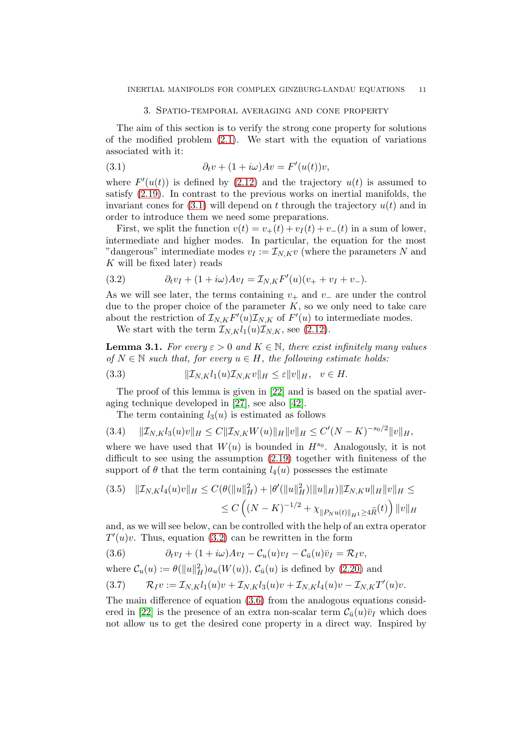## 3. Spatio-temporal averaging and cone property

The aim of this section is to verify the strong cone property for solutions of the modified problem (2.1). We start with the equation of variations associated with it:

$$\partial_t v + (1 + i\omega)Av = F'(u(t))v, \tag{3.1}$$

where $F'(u(t))$ is defined by (2.12) and the trajectory $u(t)$ is assumed to satisfy (2.19). In contrast to the previous works on inertial manifolds, the invariant cones for (3.1) will depend on $t$ through the trajectory $u(t)$ and in order to introduce them we need some preparations.

First, we split the function $v(t) = v_+(t) + v_I(t) + v_-(t)$ in a sum of lower, intermediate and higher modes. In particular, the equation for the most "dangerous" intermediate modes $v_I := \mathcal{I}_{N,K}v$ (where the parameters $N$ and $K$ will be fixed later) reads

$$\partial_t v_I + (1 + i\omega)Av_I = \mathcal{I}_{N,K}F'(u)(v_+ + v_I + v_-). \tag{3.2}$$

As we will see later, the terms containing $v_+$ and $v_-$ are under the control due to the proper choice of the parameter $K$, so we only need to take care about the restriction of $\mathcal{I}_{N,K}F'(u)\mathcal{I}_{N,K}$ of $F'(u)$ to intermediate modes.

We start with the term $\mathcal{I}_{N,K}l_1(u)\mathcal{I}_{N,K}$, see (2.12).

**Lemma 3.1.** *For every $\varepsilon > 0$ and $K \in \mathbb{N}$, there exist infinitely many values of $N \in \mathbb{N}$ such that, for every $u \in H$, the following estimate holds:*

$$\|\mathcal{I}_{N,K}l_1(u)\mathcal{I}_{N,K}v\|_H \le \varepsilon\|v\|_H, \quad v \in H. \tag{3.3}$$

The proof of this lemma is given in [22] and is based on the spatial averaging technique developed in [27], see also [42].

The term containing $l_3(u)$ is estimated as follows

$$\|\mathcal{I}_{N,K}l_3(u)v\|_H \le C\|\mathcal{I}_{N,K}W(u)\|_H\|v\|_H \le C'(N-K)^{-s_0/2}\|v\|_H, \tag{3.4}$$

where we have used that $W(u)$ is bounded in $H^{s_0}$. Analogously, it is not difficult to see using the assumption (2.19) together with finiteness of the support of $\theta$ that the term containing $l_4(u)$ possesses the estimate

$$\begin{aligned}\|\mathcal{I}_{N,K}l_4(u)v\|_H \le C(\theta(\|u\|^2_H) + |\theta'(\|u\|^2_H)|\|u\|_H)\|\mathcal{I}_{N,K}u\|_H\|v\|_H \le \\ \le C\left((N-K)^{-1/2} + \chi_{\|P_N u(t)\|_{H^1} \ge 4\bar{R}}(t)\right)\|v\|_H\end{aligned} \tag{3.5}$$

and, as we will see below, can be controlled with the help of an extra operator $T'(u)v$. Thus, equation (3.2) can be rewritten in the form

$$\partial_t v_I + (1 + i\omega)Av_I - \mathcal{C}_u(u)v_I - \mathcal{C}_{\bar{u}}(u)\bar{v}_I = \mathcal{R}_I v, \tag{3.6}$$

where $\mathcal{C}_u(u) := \theta(\|u\|^2_H)a_u(W(u))$, $\mathcal{C}_{\bar{u}}(u)$ is defined by (2.20) and

$$\mathcal{R}_I v := \mathcal{I}_{N,K}l_1(u)v + \mathcal{I}_{N,K}l_3(u)v + \mathcal{I}_{N,K}l_4(u)v - \mathcal{I}_{N,K}T'(u)v. \tag{3.7}$$

The main difference of equation (3.6) from the analogous equations considered in [22] is the presence of an extra non-scalar term $\mathcal{C}_{\bar{u}}(u)\bar{v}_I$ which does not allow us to get the desired cone property in a direct way. Inspired by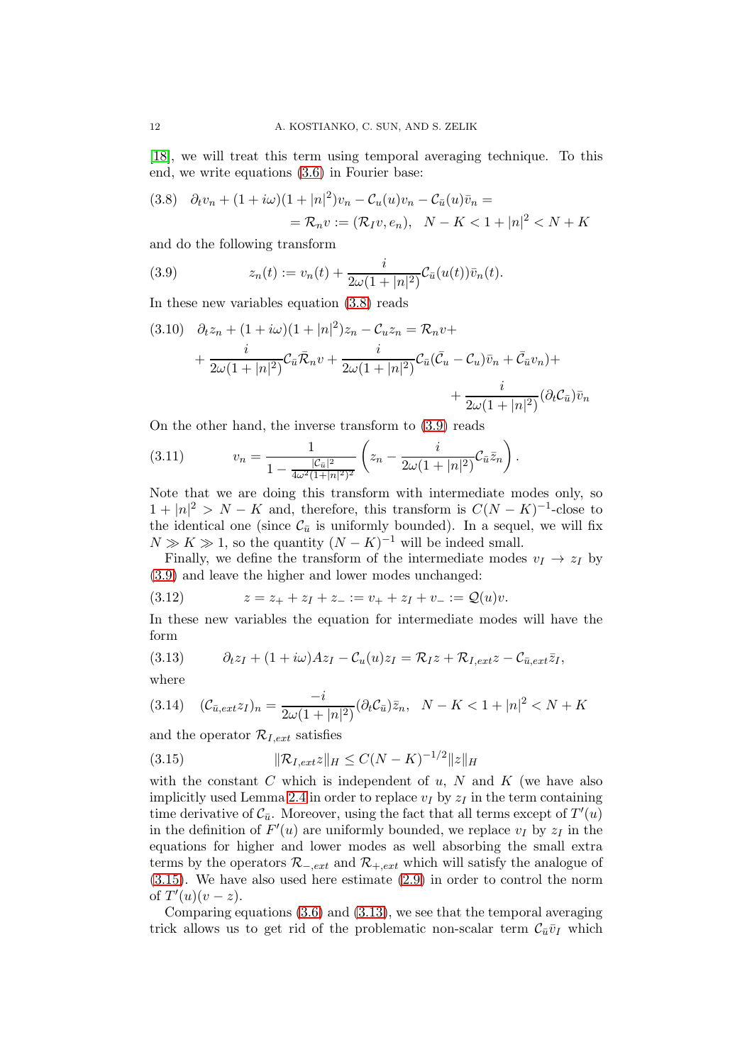[18], we will treat this term using temporal averaging technique. To this end, we write equations (3.6) in Fourier base:

$$
\begin{aligned}
(3.8)\quad \partial_t v_n + (1+i\omega)(1+|n|^2)v_n - \mathcal{C}_u(u)v_n - \mathcal{C}_{\bar u}(u)\bar v_n = \\
= \mathcal{R}_n v := (\mathcal{R}_I v, e_n),\quad N-K < 1+|n|^2 < N+K
\end{aligned}
$$

and do the following transform

$$
z_n(t) := v_n(t) + \frac{i}{2\omega(1+|n|^2)}\mathcal{C}_{\bar u}(u(t))\bar v_n(t). \tag{3.9}
$$

In these new variables equation (3.8) reads

$$
\begin{aligned}
(3.10)\quad \partial_t z_n + (1+i\omega)(1+|n|^2)z_n - \mathcal{C}_u z_n = \mathcal{R}_n v + \\
+ \frac{i}{2\omega(1+|n|^2)}\mathcal{C}_{\bar u}\bar{\mathcal{R}}_n v + \frac{i}{2\omega(1+|n|^2)}\mathcal{C}_{\bar u}(\bar{\mathcal{C}}_u - \mathcal{C}_u)\bar v_n + \bar{\mathcal{C}}_{\bar u} v_n) + \\
+ \frac{i}{2\omega(1+|n|^2)}(\partial_t \mathcal{C}_{\bar u})\bar v_n
\end{aligned}
$$

On the other hand, the inverse transform to (3.9) reads

$$
v_n = \frac{1}{1-\frac{|\mathcal{C}_{\bar u}|^2}{4\omega^2(1+|n|^2)^2}}\left(z_n - \frac{i}{2\omega(1+|n|^2)}\mathcal{C}_{\bar u}\bar z_n\right). \tag{3.11}
$$

Note that we are doing this transform with intermediate modes only, so $1+|n|^2 > N-K$ and, therefore, this transform is $C(N-K)^{-1}$-close to the identical one (since $\mathcal{C}_{\bar u}$ is uniformly bounded). In a sequel, we will fix $N \gg K \gg 1$, so the quantity $(N-K)^{-1}$ will be indeed small.

Finally, we define the transform of the intermediate modes $v_I \to z_I$ by (3.9) and leave the higher and lower modes unchanged:

$$
z = z_+ + z_I + z_- := v_+ + z_I + v_- := \mathcal{Q}(u)v. \tag{3.12}
$$

In these new variables the equation for intermediate modes will have the form

$$
\partial_t z_I + (1+i\omega)Az_I - \mathcal{C}_u(u)z_I = \mathcal{R}_I z + \mathcal{R}_{I,ext}z - \mathcal{C}_{\bar u,ext}\bar z_I, \tag{3.13}
$$

where

$$
(\mathcal{C}_{\bar u,ext}z_I)_n = \frac{-i}{2\omega(1+|n|^2)}(\partial_t \mathcal{C}_{\bar u})\bar z_n,\quad N-K < 1+|n|^2 < N+K \tag{3.14}
$$

and the operator $\mathcal{R}_{I,ext}$ satisfies

$$
\|\mathcal{R}_{I,ext}z\|_H \le C(N-K)^{-1/2}\|z\|_H \tag{3.15}
$$

with the constant $C$ which is independent of $u$, $N$ and $K$ (we have also implicitly used Lemma 2.4 in order to replace $v_I$ by $z_I$ in the term containing time derivative of $\mathcal{C}_{\bar u}$. Moreover, using the fact that all terms except of $T'(u)$ in the definition of $F'(u)$ are uniformly bounded, we replace $v_I$ by $z_I$ in the equations for higher and lower modes as well absorbing the small extra terms by the operators $\mathcal{R}_{-,ext}$ and $\mathcal{R}_{+,ext}$ which will satisfy the analogue of (3.15). We have also used here estimate (2.9) in order to control the norm of $T'(u)(v-z)$.

Comparing equations (3.6) and (3.13), we see that the temporal averaging trick allows us to get rid of the problematic non-scalar term $\mathcal{C}_{\bar u}\bar v_I$ which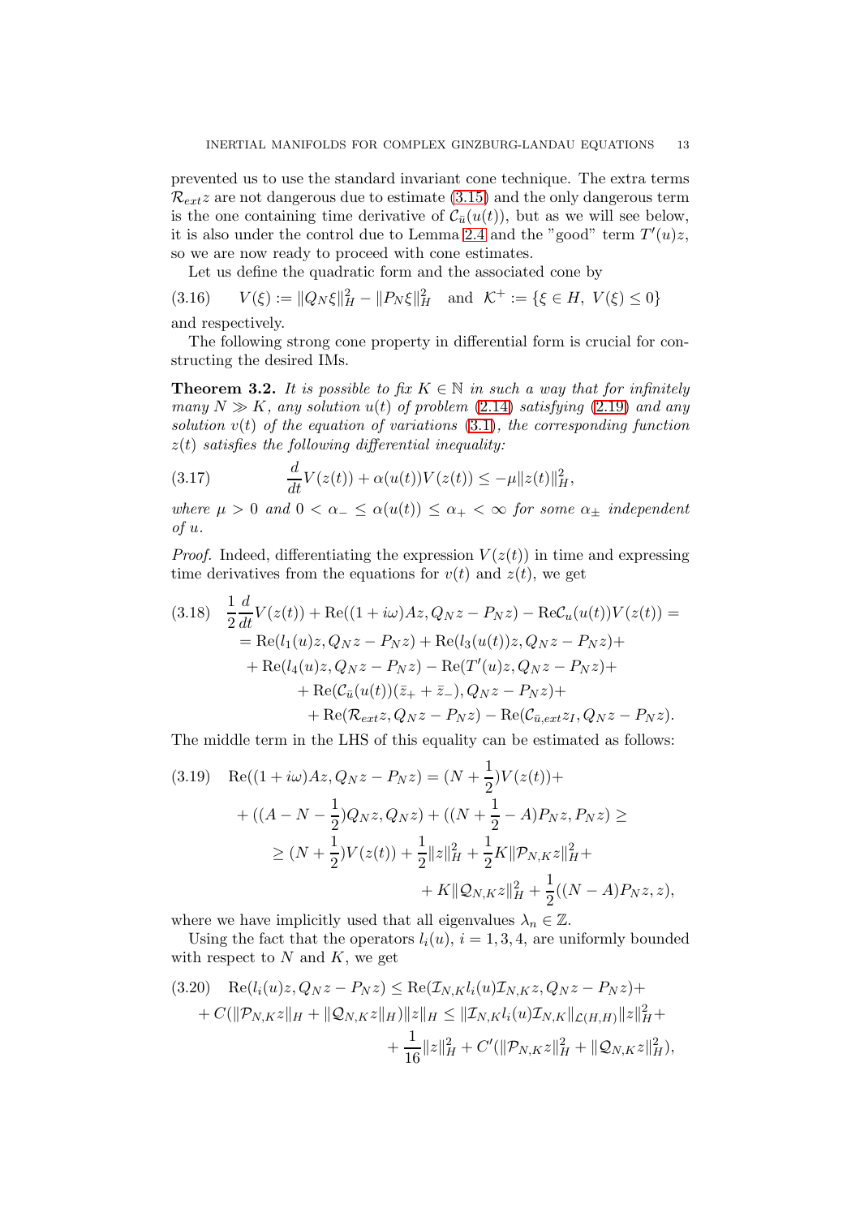prevented us to use the standard invariant cone technique. The extra terms $\mathcal{R}_{ext}z$ are not dangerous due to estimate (3.15) and the only dangerous term is the one containing time derivative of $\mathcal{C}_{\bar u}(u(t))$, but as we will see below, it is also under the control due to Lemma 2.4 and the "good" term $T'(u)z$, so we are now ready to proceed with cone estimates.

Let us define the quadratic form and the associated cone by

$$
V(\xi) := \|Q_N\xi\|^2_H - \|P_N\xi\|^2_H \quad \text{and} \quad \mathcal{K}^+ := \{\xi\in H,\ V(\xi)\le 0\} \tag{3.16}
$$

and respectively.

The following strong cone property in differential form is crucial for constructing the desired IMs.

**Theorem 3.2.** *It is possible to fix $K\in\mathbb{N}$ in such a way that for infinitely many $N\gg K$, any solution $u(t)$ of problem (2.14) satisfying (2.19) and any solution $v(t)$ of the equation of variations (3.1), the corresponding function $z(t)$ satisfies the following differential inequality:*

$$
\frac{d}{dt}V(z(t)) + \alpha(u(t))V(z(t)) \le -\mu\|z(t)\|^2_H, \tag{3.17}
$$

*where $\mu>0$ and $0<\alpha_-\le\alpha(u(t))\le\alpha_+<\infty$ for some $\alpha_\pm$ independent of $u$.*

*Proof.* Indeed, differentiating the expression $V(z(t))$ in time and expressing time derivatives from the equations for $v(t)$ and $z(t)$, we get

$$
\begin{aligned}
\frac{1}{2}\frac{d}{dt}V(z(t)) &+ \mathrm{Re}((1+i\omega)Az, Q_Nz-P_Nz) - \mathrm{Re}\mathcal{C}_u(u(t))V(z(t)) = \\
&= \mathrm{Re}(l_1(u)z, Q_Nz-P_Nz) + \mathrm{Re}(l_3(u(t))z, Q_Nz-P_Nz) + \\
&\quad + \mathrm{Re}(l_4(u)z, Q_Nz-P_Nz) - \mathrm{Re}(T'(u)z, Q_Nz-P_Nz) + \\
&\quad\quad + \mathrm{Re}(\mathcal{C}_{\bar u}(u(t))(\bar z_+ + \bar z_-), Q_Nz-P_Nz) + \\
&\quad\quad\quad + \mathrm{Re}(\mathcal{R}_{ext}z, Q_Nz-P_Nz) - \mathrm{Re}(\mathcal{C}_{\bar u,ext}z_I, Q_Nz-P_Nz).
\end{aligned} \tag{3.18}
$$

The middle term in the LHS of this equality can be estimated as follows:

$$
\begin{aligned}
\mathrm{Re}((1+i\omega)Az, Q_Nz-P_Nz) &= (N+\frac{1}{2})V(z(t)) + \\
&+ ((A-N-\frac{1}{2})Q_Nz, Q_Nz) + ((N+\frac{1}{2}-A)P_Nz, P_Nz) \ge \\
&\ge (N+\frac{1}{2})V(z(t)) + \frac{1}{2}\|z\|^2_H + \frac{1}{2}K\|\mathcal{P}_{N,K}z\|^2_H + \\
&\quad + K\|\mathcal{Q}_{N,K}z\|^2_H + \frac{1}{2}((N-A)P_Nz, z),
\end{aligned} \tag{3.19}
$$

where we have implicitly used that all eigenvalues $\lambda_n\in\mathbb{Z}$.

Using the fact that the operators $l_i(u)$, $i=1,3,4$, are uniformly bounded with respect to $N$ and $K$, we get

$$
\begin{aligned}
\mathrm{Re}(l_i(u)z, Q_Nz-P_Nz) &\le \mathrm{Re}(\mathcal{I}_{N,K}l_i(u)\mathcal{I}_{N,K}z, Q_Nz-P_Nz) + \\
&+ C(\|\mathcal{P}_{N,K}z\|_H + \|\mathcal{Q}_{N,K}z\|_H)\|z\|_H \le \|\mathcal{I}_{N,K}l_i(u)\mathcal{I}_{N,K}\|_{\mathcal{L}(H,H)}\|z\|^2_H + \\
&\quad + \frac{1}{16}\|z\|^2_H + C'(\|\mathcal{P}_{N,K}z\|^2_H + \|\mathcal{Q}_{N,K}z\|^2_H),
\end{aligned} \tag{3.20}
$$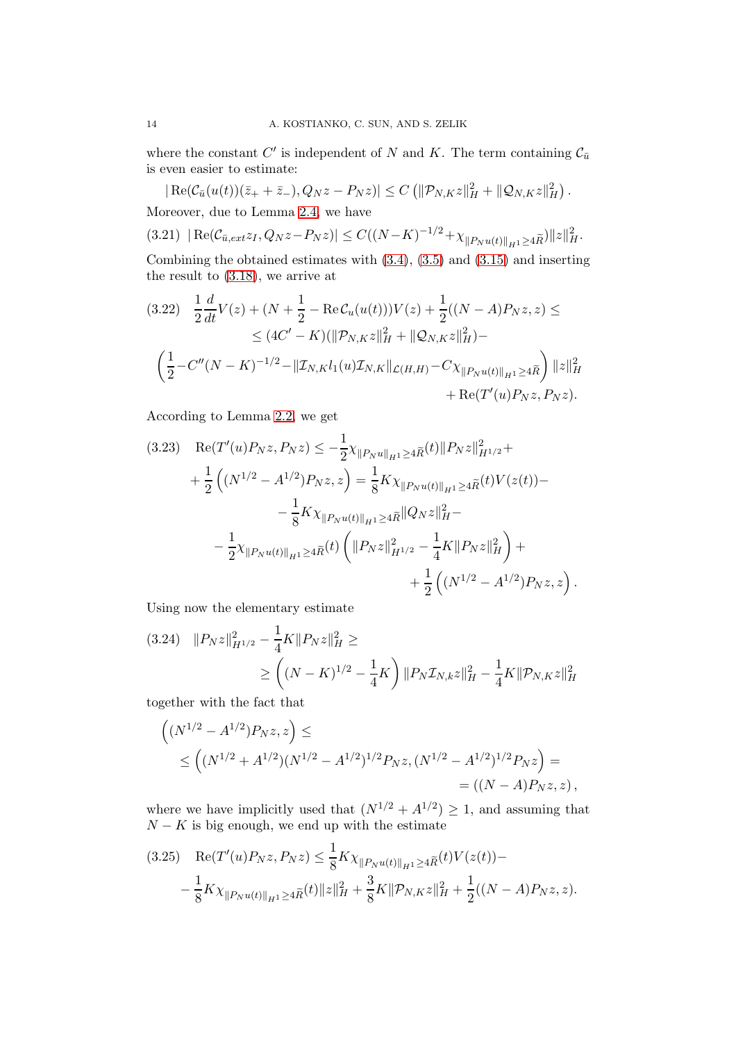where the constant $C'$ is independent of $N$ and $K$. The term containing $\mathcal{C}_{\bar u}$ is even easier to estimate:

$$|\operatorname{Re}(\mathcal{C}_{\bar u}(u(t))(\bar z_+ + \bar z_-), Q_N z - P_N z)| \le C\left(\|\mathcal{P}_{N,K} z\|^2_H + \|\mathcal{Q}_{N,K} z\|^2_H\right).$$

Moreover, due to Lemma 2.4, we have

$$|\operatorname{Re}(\mathcal{C}_{\bar u, ext} z_I, Q_N z - P_N z)| \le C((N-K)^{-1/2} + \chi_{\|P_N u(t)\|_{H^1} \ge 4\widetilde R})\|z\|^2_H. \tag{3.21}$$

Combining the obtained estimates with (3.4), (3.5) and (3.15) and inserting the result to (3.18), we arrive at

$$\begin{gathered}\frac{1}{2}\frac{d}{dt}V(z) + (N + \frac{1}{2} - \operatorname{Re}\mathcal{C}_u(u(t)))V(z) + \frac{1}{2}((N-A)P_N z, z) \le \\ \le (4C' - K)(\|\mathcal{P}_{N,K} z\|^2_H + \|\mathcal{Q}_{N,K} z\|^2_H) - \\ \left(\frac{1}{2} - C''(N-K)^{-1/2} - \|\mathcal{I}_{N,K} l_1(u)\mathcal{I}_{N,K}\|_{\mathcal{L}(H,H)} - C\chi_{\|P_N u(t)\|_{H^1} \ge 4\widetilde R}\right)\|z\|^2_H \\ + \operatorname{Re}(T'(u)P_N z, P_N z).\end{gathered} \tag{3.22}$$

According to Lemma 2.2, we get

$$\begin{gathered}\operatorname{Re}(T'(u)P_N z, P_N z) \le -\frac{1}{2}\chi_{\|P_N u\|_{H^1} \ge 4\widetilde R}(t)\|P_N z\|^2_{H^{1/2}} + \\ + \frac{1}{2}\left((N^{1/2} - A^{1/2})P_N z, z\right) = \frac{1}{8}K\chi_{\|P_N u(t)\|_{H^1} \ge 4\widetilde R}(t)V(z(t)) - \\ - \frac{1}{8}K\chi_{\|P_N u(t)\|_{H^1} \ge 4\widetilde R}\|Q_N z\|^2_H - \\ - \frac{1}{2}\chi_{\|P_N u(t)\|_{H^1} \ge 4\widetilde R}(t)\left(\|P_N z\|^2_{H^{1/2}} - \frac{1}{4}K\|P_N z\|^2_H\right) + \\ + \frac{1}{2}\left((N^{1/2} - A^{1/2})P_N z, z\right).\end{gathered} \tag{3.23}$$

Using now the elementary estimate

$$\begin{gathered}\|P_N z\|^2_{H^{1/2}} - \frac{1}{4}K\|P_N z\|^2_H \ge \\ \ge \left((N-K)^{1/2} - \frac{1}{4}K\right)\|P_N \mathcal{I}_{N,k} z\|^2_H - \frac{1}{4}K\|\mathcal{P}_{N,K} z\|^2_H\end{gathered} \tag{3.24}$$

together with the fact that

$$\begin{gathered}\left((N^{1/2} - A^{1/2})P_N z, z\right) \le \\ \le \left((N^{1/2} + A^{1/2})(N^{1/2} - A^{1/2})^{1/2}P_N z, (N^{1/2} - A^{1/2})^{1/2}P_N z\right) = \\ = ((N-A)P_N z, z),\end{gathered}$$

where we have implicitly used that $(N^{1/2} + A^{1/2}) \ge 1$, and assuming that $N - K$ is big enough, we end up with the estimate

$$\begin{gathered}\operatorname{Re}(T'(u)P_N z, P_N z) \le \frac{1}{8}K\chi_{\|P_N u(t)\|_{H^1} \ge 4\widetilde R}(t)V(z(t)) - \\ - \frac{1}{8}K\chi_{\|P_N u(t)\|_{H^1} \ge 4\widetilde R}(t)\|z\|^2_H + \frac{3}{8}K\|\mathcal{P}_{N,K} z\|^2_H + \frac{1}{2}((N-A)P_N z, z).\end{gathered} \tag{3.25}$$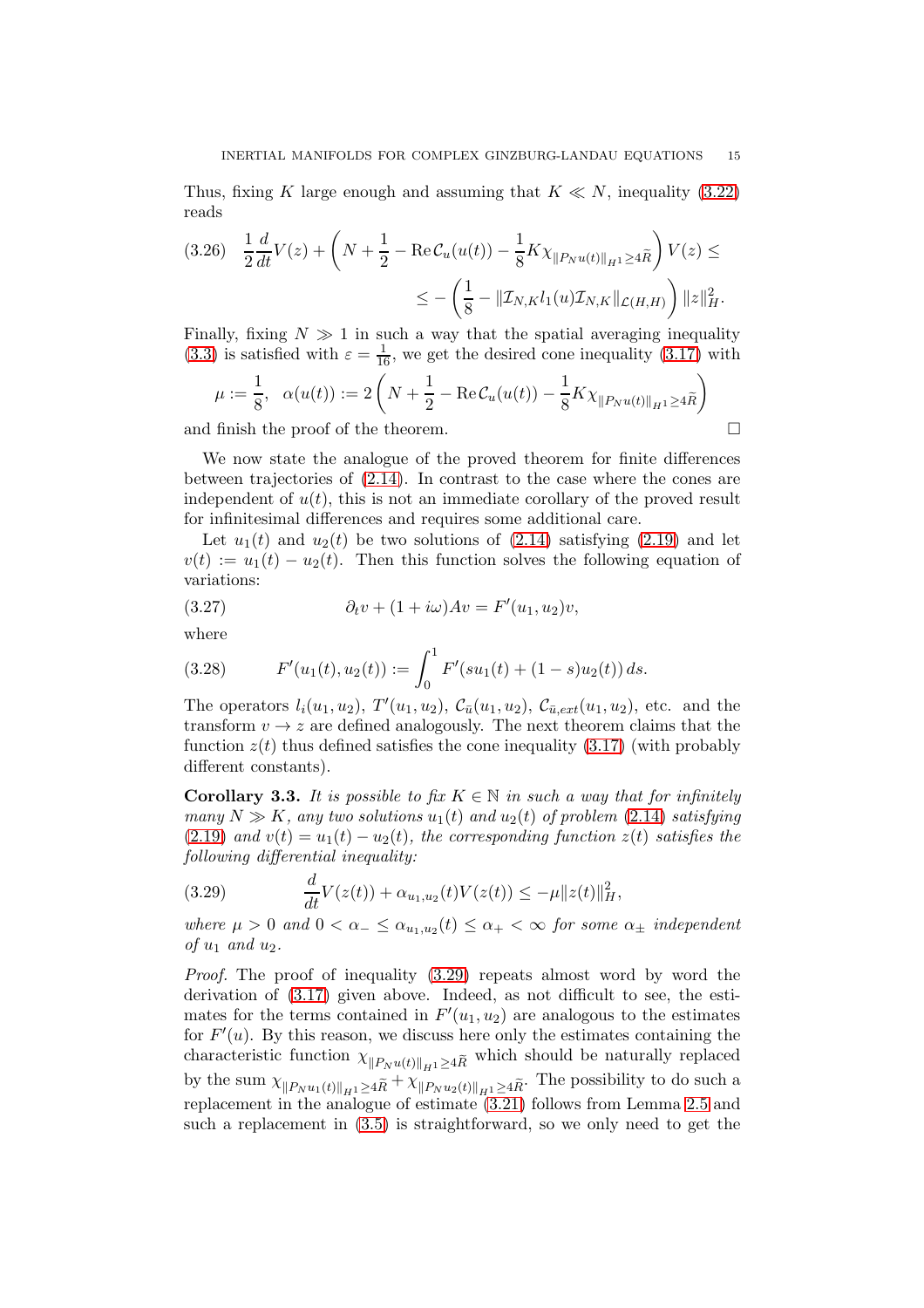Thus, fixing $K$ large enough and assuming that $K \ll N$, inequality (3.22) reads

$$
\tag{3.26} \frac{1}{2}\frac{d}{dt}V(z) + \left(N + \frac{1}{2} - \operatorname{Re}\mathcal{C}_u(u(t)) - \frac{1}{8}K\chi_{\|P_N u(t)\|_{H^1}\geq 4\tilde{R}}\right)V(z) \leq \\ \leq -\left(\frac{1}{8} - \|\mathcal{I}_{N,K}l_1(u)\mathcal{I}_{N,K}\|_{\mathcal{L}(H,H)}\right)\|z\|_H^2.
$$

Finally, fixing $N \gg 1$ in such a way that the spatial averaging inequality (3.3) is satisfied with $\varepsilon = \frac{1}{16}$, we get the desired cone inequality (3.17) with

$$
\mu := \frac{1}{8}, \quad \alpha(u(t)) := 2\left(N + \frac{1}{2} - \operatorname{Re}\mathcal{C}_u(u(t)) - \frac{1}{8}K\chi_{\|P_N u(t)\|_{H^1}\geq 4\tilde{R}}\right)
$$

and finish the proof of the theorem. $\square$

We now state the analogue of the proved theorem for finite differences between trajectories of (2.14). In contrast to the case where the cones are independent of $u(t)$, this is not an immediate corollary of the proved result for infinitesimal differences and requires some additional care.

Let $u_1(t)$ and $u_2(t)$ be two solutions of (2.14) satisfying (2.19) and let $v(t) := u_1(t) - u_2(t)$. Then this function solves the following equation of variations:

$$
\tag{3.27} \partial_t v + (1 + i\omega)Av = F'(u_1, u_2)v,
$$

where

$$
\tag{3.28} F'(u_1(t), u_2(t)) := \int_0^1 F'(su_1(t) + (1-s)u_2(t))\, ds.
$$

The operators $l_i(u_1, u_2)$, $T'(u_1, u_2)$, $\mathcal{C}_{\bar{u}}(u_1, u_2)$, $\mathcal{C}_{\bar{u},ext}(u_1, u_2)$, etc. and the transform $v \to z$ are defined analogously. The next theorem claims that the function $z(t)$ thus defined satisfies the cone inequality (3.17) (with probably different constants).

**Corollary 3.3.** *It is possible to fix $K \in \mathbb{N}$ in such a way that for infinitely many $N \gg K$, any two solutions $u_1(t)$ and $u_2(t)$ of problem (2.14) satisfying (2.19) and $v(t) = u_1(t) - u_2(t)$, the corresponding function $z(t)$ satisfies the following differential inequality:*

$$
\tag{3.29} \frac{d}{dt}V(z(t)) + \alpha_{u_1,u_2}(t)V(z(t)) \leq -\mu\|z(t)\|_H^2,
$$

*where $\mu > 0$ and $0 < \alpha_- \leq \alpha_{u_1,u_2}(t) \leq \alpha_+ < \infty$ for some $\alpha_\pm$ independent of $u_1$ and $u_2$.*

*Proof.* The proof of inequality (3.29) repeats almost word by word the derivation of (3.17) given above. Indeed, as not difficult to see, the estimates for the terms contained in $F'(u_1, u_2)$ are analogous to the estimates for $F'(u)$. By this reason, we discuss here only the estimates containing the characteristic function $\chi_{\|P_N u(t)\|_{H^1}\geq 4\tilde{R}}$ which should be naturally replaced by the sum $\chi_{\|P_N u_1(t)\|_{H^1}\geq 4\tilde{R}} + \chi_{\|P_N u_2(t)\|_{H^1}\geq 4\tilde{R}}$. The possibility to do such a replacement in the analogue of estimate (3.21) follows from Lemma 2.5 and such a replacement in (3.5) is straightforward, so we only need to get the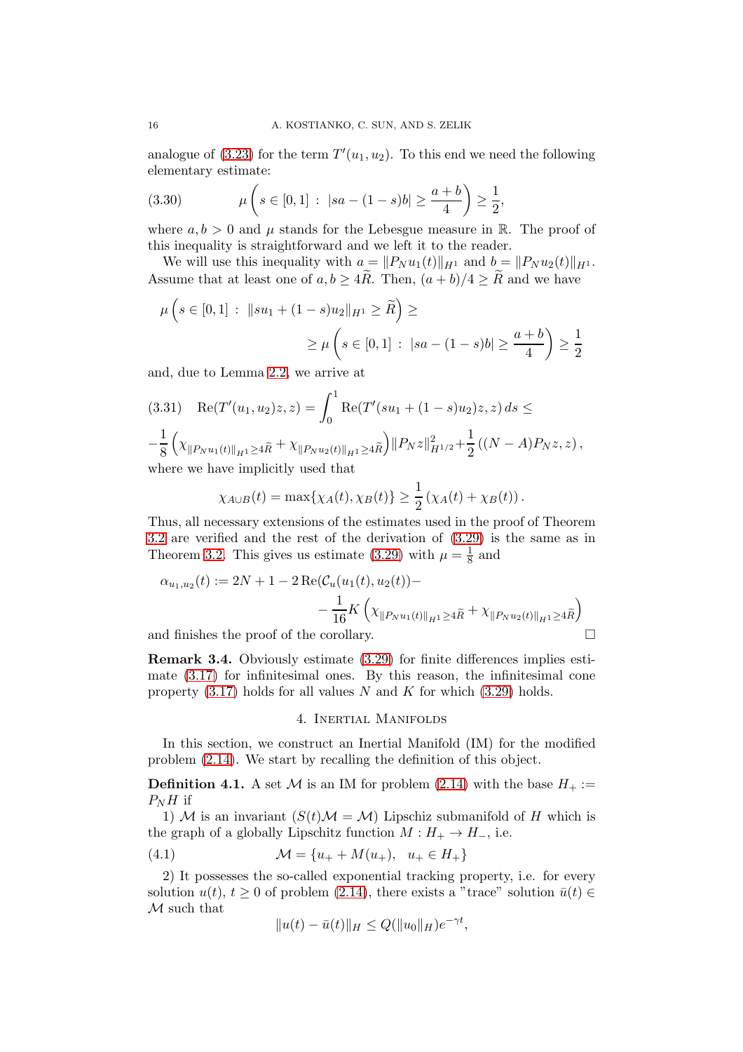analogue of (3.23) for the term $T'(u_1, u_2)$. To this end we need the following elementary estimate:

$$\mu\left(s \in [0,1] \,:\, |sa - (1-s)b| \geq \frac{a+b}{4}\right) \geq \frac{1}{2}, \tag{3.30}$$

where $a, b > 0$ and $\mu$ stands for the Lebesgue measure in $\mathbb{R}$. The proof of this inequality is straightforward and we left it to the reader.

We will use this inequality with $a = \|P_N u_1(t)\|_{H^1}$ and $b = \|P_N u_2(t)\|_{H^1}$. Assume that at least one of $a, b \geq 4\widetilde{R}$. Then, $(a+b)/4 \geq \widetilde{R}$ and we have

$$\mu\left(s \in [0,1] \,:\, \|su_1 + (1-s)u_2\|_{H^1} \geq \widetilde{R}\right) \geq$$
$$\geq \mu\left(s \in [0,1] \,:\, |sa - (1-s)b| \geq \frac{a+b}{4}\right) \geq \frac{1}{2}$$

and, due to Lemma 2.2, we arrive at

$$\operatorname{Re}(T'(u_1,u_2)z, z) = \int_0^1 \operatorname{Re}(T'(su_1 + (1-s)u_2)z, z)\, ds \leq \tag{3.31}$$
$$-\frac{1}{8}\left(\chi_{\|P_N u_1(t)\|_{H^1} \geq 4\widetilde{R}} + \chi_{\|P_N u_2(t)\|_{H^1} \geq 4\widetilde{R}}\right)\|P_N z\|^2_{H^{1/2}} + \frac{1}{2}\left((N-A)P_N z, z\right),$$

where we have implicitly used that

$$\chi_{A \cup B}(t) = \max\{\chi_A(t), \chi_B(t)\} \geq \frac{1}{2}\left(\chi_A(t) + \chi_B(t)\right).$$

Thus, all necessary extensions of the estimates used in the proof of Theorem 3.2 are verified and the rest of the derivation of (3.29) is the same as in Theorem 3.2. This gives us estimate (3.29) with $\mu = \frac{1}{8}$ and

$$\alpha_{u_1,u_2}(t) := 2N + 1 - 2\operatorname{Re}(\mathcal{C}_u(u_1(t), u_2(t)) -$$
$$- \frac{1}{16}K\left(\chi_{\|P_N u_1(t)\|_{H^1} \geq 4\widetilde{R}} + \chi_{\|P_N u_2(t)\|_{H^1} \geq 4\widetilde{R}}\right)$$

and finishes the proof of the corollary. $\square$

**Remark 3.4.** Obviously estimate (3.29) for finite differences implies estimate (3.17) for infinitesimal ones. By this reason, the infinitesimal cone property (3.17) holds for all values $N$ and $K$ for which (3.29) holds.

## 4. Inertial Manifolds

In this section, we construct an Inertial Manifold (IM) for the modified problem (2.14). We start by recalling the definition of this object.

**Definition 4.1.** A set $\mathcal{M}$ is an IM for problem (2.14) with the base $H_+ := P_N H$ if

1) $\mathcal{M}$ is an invariant ($S(t)\mathcal{M} = \mathcal{M}$) Lipschiz submanifold of $H$ which is the graph of a globally Lipschitz function $M : H_+ \to H_-$, i.e.

$$\mathcal{M} = \{u_+ + M(u_+), \quad u_+ \in H_+\} \tag{4.1}$$

2) It possesses the so-called exponential tracking property, i.e. for every solution $u(t)$, $t \geq 0$ of problem (2.14), there exists a "trace" solution $\bar{u}(t) \in \mathcal{M}$ such that

$$\|u(t) - \bar{u}(t)\|_H \leq Q(\|u_0\|_H)e^{-\gamma t},$$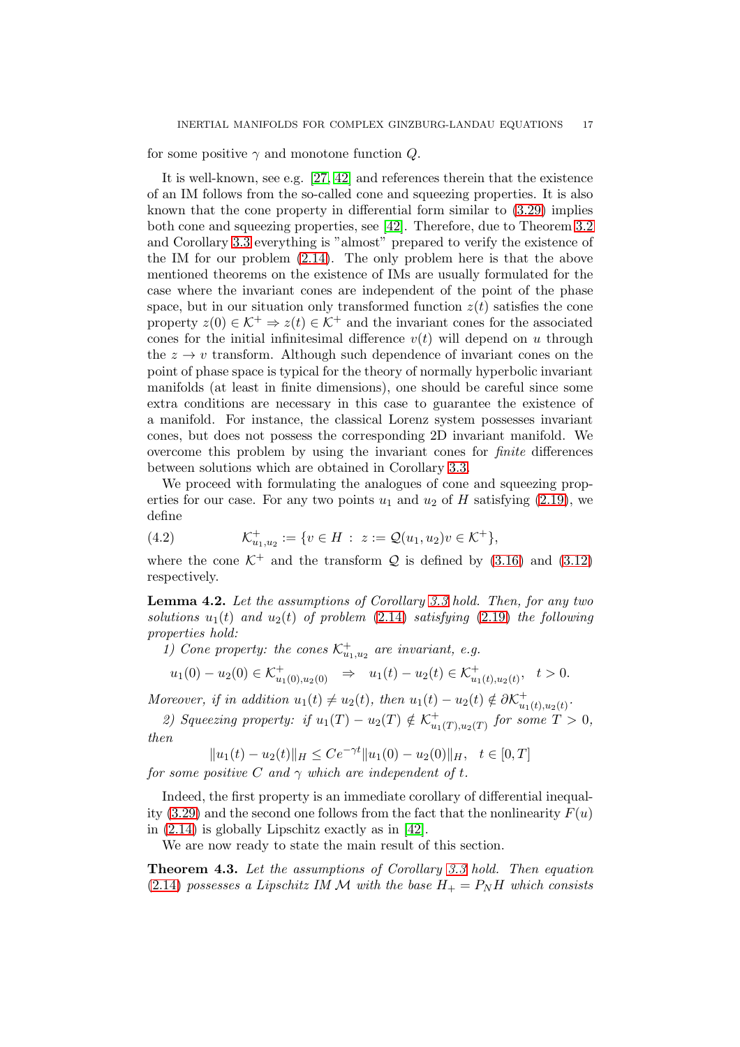for some positive $\gamma$ and monotone function $Q$.

It is well-known, see e.g. [27, 42] and references therein that the existence of an IM follows from the so-called cone and squeezing properties. It is also known that the cone property in differential form similar to (3.29) implies both cone and squeezing properties, see [42]. Therefore, due to Theorem 3.2 and Corollary 3.3 everything is "almost" prepared to verify the existence of the IM for our problem (2.14). The only problem here is that the above mentioned theorems on the existence of IMs are usually formulated for the case where the invariant cones are independent of the point of the phase space, but in our situation only transformed function $z(t)$ satisfies the cone property $z(0) \in \mathcal{K}^+ \Rightarrow z(t) \in \mathcal{K}^+$ and the invariant cones for the associated cones for the initial infinitesimal difference $v(t)$ will depend on $u$ through the $z \to v$ transform. Although such dependence of invariant cones on the point of phase space is typical for the theory of normally hyperbolic invariant manifolds (at least in finite dimensions), one should be careful since some extra conditions are necessary in this case to guarantee the existence of a manifold. For instance, the classical Lorenz system possesses invariant cones, but does not possess the corresponding 2D invariant manifold. We overcome this problem by using the invariant cones for *finite* differences between solutions which are obtained in Corollary 3.3.

We proceed with formulating the analogues of cone and squeezing properties for our case. For any two points $u_1$ and $u_2$ of $H$ satisfying (2.19), we define

$$\mathcal{K}^+_{u_1,u_2} := \{v \in H \, : \, z := \mathcal{Q}(u_1,u_2)v \in \mathcal{K}^+\}, \tag{4.2}$$

where the cone $\mathcal{K}^+$ and the transform $\mathcal{Q}$ is defined by (3.16) and (3.12) respectively.

**Lemma 4.2.** *Let the assumptions of Corollary 3.3 hold. Then, for any two solutions $u_1(t)$ and $u_2(t)$ of problem (2.14) satisfying (2.19) the following properties hold:*

*1) Cone property: the cones $\mathcal{K}^+_{u_1,u_2}$ are invariant, e.g.*

$$u_1(0) - u_2(0) \in \mathcal{K}^+_{u_1(0),u_2(0)} \quad \Rightarrow \quad u_1(t) - u_2(t) \in \mathcal{K}^+_{u_1(t),u_2(t)}, \quad t > 0.$$

*Moreover, if in addition $u_1(t) \neq u_2(t)$, then $u_1(t) - u_2(t) \notin \partial\mathcal{K}^+_{u_1(t),u_2(t)}$.*

*2) Squeezing property: if $u_1(T) - u_2(T) \notin \mathcal{K}^+_{u_1(T),u_2(T)}$ for some $T > 0$, then*

$$\|u_1(t) - u_2(t)\|_H \leq Ce^{-\gamma t}\|u_1(0) - u_2(0)\|_H, \quad t \in [0,T]$$

*for some positive $C$ and $\gamma$ which are independent of $t$.*

Indeed, the first property is an immediate corollary of differential inequality (3.29) and the second one follows from the fact that the nonlinearity $F(u)$ in (2.14) is globally Lipschitz exactly as in [42].

We are now ready to state the main result of this section.

**Theorem 4.3.** *Let the assumptions of Corollary 3.3 hold. Then equation (2.14) possesses a Lipschitz IM $\mathcal{M}$ with the base $H_+ = P_N H$ which consists*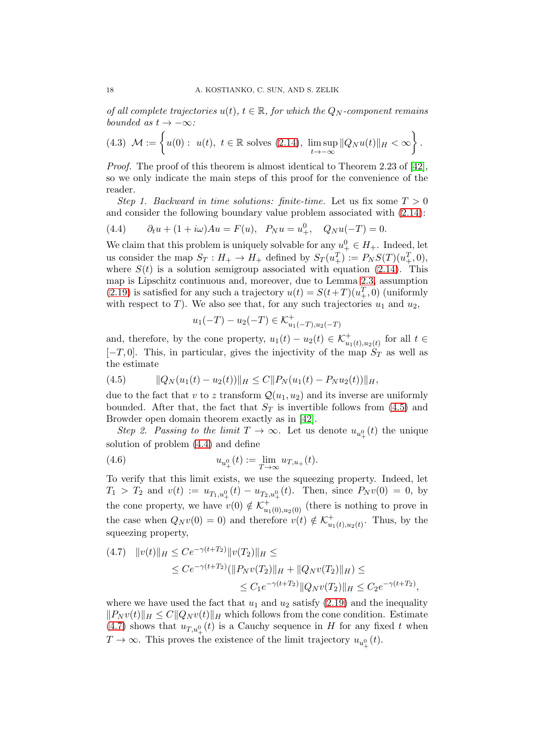*of all complete trajectories $u(t)$, $t \in \mathbb{R}$, for which the $Q_N$-component remains bounded as $t \to -\infty$:*

$$\mathcal{M} := \left\{ u(0) : \ u(t), \ t \in \mathbb{R} \text{ solves (2.14)}, \ \limsup_{t \to -\infty} \|Q_N u(t)\|_H < \infty \right\}. \tag{4.3}$$

*Proof.* The proof of this theorem is almost identical to Theorem 2.23 of [42], so we only indicate the main steps of this proof for the convenience of the reader.

*Step 1. Backward in time solutions: finite-time.* Let us fix some $T > 0$ and consider the following boundary value problem associated with (2.14):

$$\partial_t u + (1 + i\omega) A u = F(u), \quad P_N u = u_+^0, \quad Q_N u(-T) = 0. \tag{4.4}$$

We claim that this problem is uniquely solvable for any $u_+^0 \in H_+$. Indeed, let us consider the map $S_T : H_+ \to H_+$ defined by $S_T(u_+^T) := P_N S(T)(u_+^T, 0)$, where $S(t)$ is a solution semigroup associated with equation (2.14). This map is Lipschitz continuous and, moreover, due to Lemma 2.3, assumption (2.19) is satisfied for any such a trajectory $u(t) = S(t+T)(u_+^T, 0)$ (uniformly with respect to $T$). We also see that, for any such trajectories $u_1$ and $u_2$,

$$u_1(-T) - u_2(-T) \in \mathcal{K}^+_{u_1(-T), u_2(-T)}$$

and, therefore, by the cone property, $u_1(t) - u_2(t) \in \mathcal{K}^+_{u_1(t), u_2(t)}$ for all $t \in [-T, 0]$. This, in particular, gives the injectivity of the map $S_T$ as well as the estimate

$$\|Q_N(u_1(t) - u_2(t))\|_H \le C \|P_N(u_1(t) - P_N u_2(t))\|_H, \tag{4.5}$$

due to the fact that $v$ to $z$ transform $\mathcal{Q}(u_1, u_2)$ and its inverse are uniformly bounded. After that, the fact that $S_T$ is invertible follows from (4.5) and Browder open domain theorem exactly as in [42].

*Step 2. Passing to the limit $T \to \infty$.* Let us denote $u_{u_+^0}(t)$ the unique solution of problem (4.4) and define

$$u_{u_+^0}(t) := \lim_{T \to \infty} u_{T, u_+}(t). \tag{4.6}$$

To verify that this limit exists, we use the squeezing property. Indeed, let $T_1 > T_2$ and $v(t) := u_{T_1, u_+^0}(t) - u_{T_2, u_+^0}(t)$. Then, since $P_N v(0) = 0$, by the cone property, we have $v(0) \notin \mathcal{K}^+_{u_1(0), u_2(0)}$ (there is nothing to prove in the case when $Q_N v(0) = 0$) and therefore $v(t) \notin \mathcal{K}^+_{u_1(t), u_2(t)}$. Thus, by the squeezing property,

$$\begin{aligned}
\|v(t)\|_H &\le C e^{-\gamma(t+T_2)} \|v(T_2)\|_H \le \\
&\le C e^{-\gamma(t+T_2)} (\|P_N v(T_2)\|_H + \|Q_N v(T_2)\|_H) \le \\
&\le C_1 e^{-\gamma(t+T_2)} \|Q_N v(T_2)\|_H \le C_2 e^{-\gamma(t+T_2)},
\end{aligned} \tag{4.7}$$

where we have used the fact that $u_1$ and $u_2$ satisfy (2.19) and the inequality $\|P_N v(t)\|_H \le C \|Q_N v(t)\|_H$ which follows from the cone condition. Estimate (4.7) shows that $u_{T, u_+^0}(t)$ is a Cauchy sequence in $H$ for any fixed $t$ when $T \to \infty$. This proves the existence of the limit trajectory $u_{u_+^0}(t)$.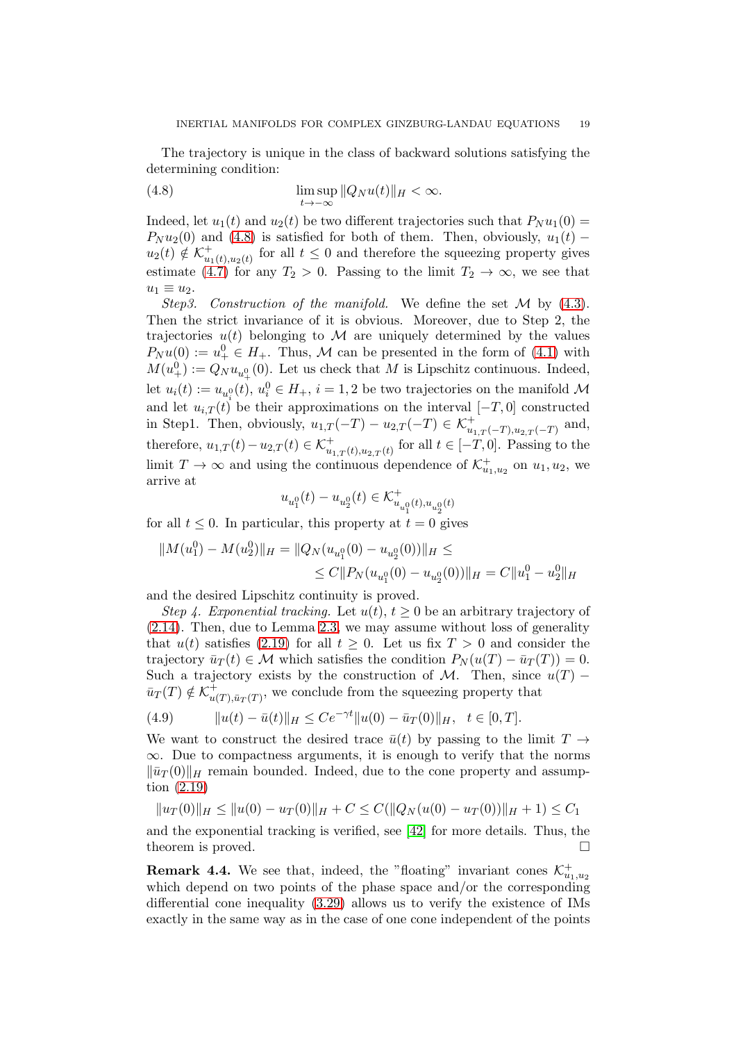The trajectory is unique in the class of backward solutions satisfying the determining condition:

$$\limsup_{t\to-\infty}\|Q_N u(t)\|_H<\infty. \tag{4.8}$$

Indeed, let $u_1(t)$ and $u_2(t)$ be two different trajectories such that $P_N u_1(0)=P_N u_2(0)$ and (4.8) is satisfied for both of them. Then, obviously, $u_1(t)-u_2(t)\notin\mathcal{K}^+_{u_1(t),u_2(t)}$ for all $t\le 0$ and therefore the squeezing property gives estimate (4.7) for any $T_2>0$. Passing to the limit $T_2\to\infty$, we see that $u_1\equiv u_2$.

*Step3. Construction of the manifold.* We define the set $\mathcal{M}$ by (4.3). Then the strict invariance of it is obvious. Moreover, due to Step 2, the trajectories $u(t)$ belonging to $\mathcal{M}$ are uniquely determined by the values $P_N u(0):=u^0_+\in H_+$. Thus, $\mathcal{M}$ can be presented in the form of (4.1) with $M(u^0_+):=Q_N u_{u^0_+}(0)$. Let us check that $M$ is Lipschitz continuous. Indeed, let $u_i(t):=u_{u^0_i}(t)$, $u^0_i\in H_+$, $i=1,2$ be two trajectories on the manifold $\mathcal{M}$ and let $u_{i,T}(t)$ be their approximations on the interval $[-T,0]$ constructed in Step1. Then, obviously, $u_{1,T}(-T)-u_{2,T}(-T)\in\mathcal{K}^+_{u_{1,T}(-T),u_{2,T}(-T)}$ and, therefore, $u_{1,T}(t)-u_{2,T}(t)\in\mathcal{K}^+_{u_{1,T}(t),u_{2,T}(t)}$ for all $t\in[-T,0]$. Passing to the limit $T\to\infty$ and using the continuous dependence of $\mathcal{K}^+_{u_1,u_2}$ on $u_1,u_2$, we arrive at

$$u_{u^0_1}(t)-u_{u^0_2}(t)\in\mathcal{K}^+_{u_{u^0_1}(t),u_{u^0_2}(t)}$$

for all $t\le 0$. In particular, this property at $t=0$ gives

$$\|M(u^0_1)-M(u^0_2)\|_H=\|Q_N(u_{u^0_1}(0)-u_{u^0_2}(0))\|_H\le$$
$$\le C\|P_N(u_{u^0_1}(0)-u_{u^0_2}(0))\|_H=C\|u^0_1-u^0_2\|_H$$

and the desired Lipschitz continuity is proved.

*Step 4. Exponential tracking.* Let $u(t)$, $t\ge 0$ be an arbitrary trajectory of (2.14). Then, due to Lemma 2.3, we may assume without loss of generality that $u(t)$ satisfies (2.19) for all $t\ge 0$. Let us fix $T>0$ and consider the trajectory $\bar u_T(t)\in\mathcal{M}$ which satisfies the condition $P_N(u(T)-\bar u_T(T))=0$. Such a trajectory exists by the construction of $\mathcal{M}$. Then, since $u(T)-\bar u_T(T)\notin\mathcal{K}^+_{u(T),\bar u_T(T)}$, we conclude from the squeezing property that

$$\|u(t)-\bar u(t)\|_H\le Ce^{-\gamma t}\|u(0)-\bar u_T(0)\|_H,\quad t\in[0,T]. \tag{4.9}$$

We want to construct the desired trace $\bar u(t)$ by passing to the limit $T\to\infty$. Due to compactness arguments, it is enough to verify that the norms $\|\bar u_T(0)\|_H$ remain bounded. Indeed, due to the cone property and assumption (2.19)

$$\|u_T(0)\|_H\le\|u(0)-u_T(0)\|_H+C\le C(\|Q_N(u(0)-u_T(0))\|_H+1)\le C_1$$

and the exponential tracking is verified, see [42] for more details. Thus, the theorem is proved. $\square$

**Remark 4.4.** We see that, indeed, the "floating" invariant cones $\mathcal{K}^+_{u_1,u_2}$ which depend on two points of the phase space and/or the corresponding differential cone inequality (3.29) allows us to verify the existence of IMs exactly in the same way as in the case of one cone independent of the points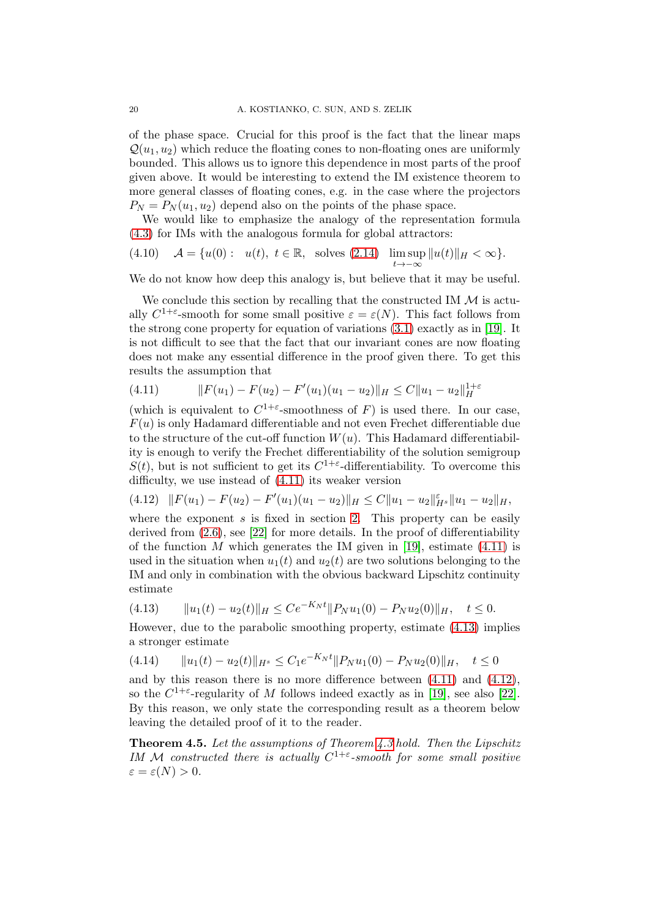of the phase space. Crucial for this proof is the fact that the linear maps $\mathcal{Q}(u_1, u_2)$ which reduce the floating cones to non-floating ones are uniformly bounded. This allows us to ignore this dependence in most parts of the proof given above. It would be interesting to extend the IM existence theorem to more general classes of floating cones, e.g. in the case where the projectors $P_N = P_N(u_1, u_2)$ depend also on the points of the phase space.

We would like to emphasize the analogy of the representation formula (4.3) for IMs with the analogous formula for global attractors:

$$\mathcal{A} = \{u(0) : \ u(t),\ t \in \mathbb{R}, \ \text{ solves (2.14)} \ \limsup_{t\to-\infty} \|u(t)\|_H < \infty\}. \tag{4.10}$$

We do not know how deep this analogy is, but believe that it may be useful.

We conclude this section by recalling that the constructed IM $\mathcal{M}$ is actually $C^{1+\varepsilon}$-smooth for some small positive $\varepsilon = \varepsilon(N)$. This fact follows from the strong cone property for equation of variations (3.1) exactly as in [19]. It is not difficult to see that the fact that our invariant cones are now floating does not make any essential difference in the proof given there. To get this results the assumption that

$$\|F(u_1) - F(u_2) - F'(u_1)(u_1 - u_2)\|_H \le C\|u_1 - u_2\|_H^{1+\varepsilon} \tag{4.11}$$

(which is equivalent to $C^{1+\varepsilon}$-smoothness of $F$) is used there. In our case, $F(u)$ is only Hadamard differentiable and not even Frechet differentiable due to the structure of the cut-off function $W(u)$. This Hadamard differentiability is enough to verify the Frechet differentiability of the solution semigroup $S(t)$, but is not sufficient to get its $C^{1+\varepsilon}$-differentiability. To overcome this difficulty, we use instead of (4.11) its weaker version

$$\|F(u_1) - F(u_2) - F'(u_1)(u_1 - u_2)\|_H \le C\|u_1 - u_2\|_{H^s}^{\varepsilon}\|u_1 - u_2\|_H, \tag{4.12}$$

where the exponent $s$ is fixed in section 2. This property can be easily derived from (2.6), see [22] for more details. In the proof of differentiability of the function $M$ which generates the IM given in [19], estimate (4.11) is used in the situation when $u_1(t)$ and $u_2(t)$ are two solutions belonging to the IM and only in combination with the obvious backward Lipschitz continuity estimate

$$\|u_1(t) - u_2(t)\|_H \le Ce^{-K_N t}\|P_N u_1(0) - P_N u_2(0)\|_H, \quad t \le 0. \tag{4.13}$$

However, due to the parabolic smoothing property, estimate (4.13) implies a stronger estimate

$$\|u_1(t) - u_2(t)\|_{H^s} \le C_1 e^{-K_N t}\|P_N u_1(0) - P_N u_2(0)\|_H, \quad t \le 0 \tag{4.14}$$

and by this reason there is no more difference between (4.11) and (4.12), so the $C^{1+\varepsilon}$-regularity of $M$ follows indeed exactly as in [19], see also [22]. By this reason, we only state the corresponding result as a theorem below leaving the detailed proof of it to the reader.

**Theorem 4.5.** *Let the assumptions of Theorem 4.3 hold. Then the Lipschitz IM $\mathcal{M}$ constructed there is actually $C^{1+\varepsilon}$-smooth for some small positive $\varepsilon = \varepsilon(N) > 0$.*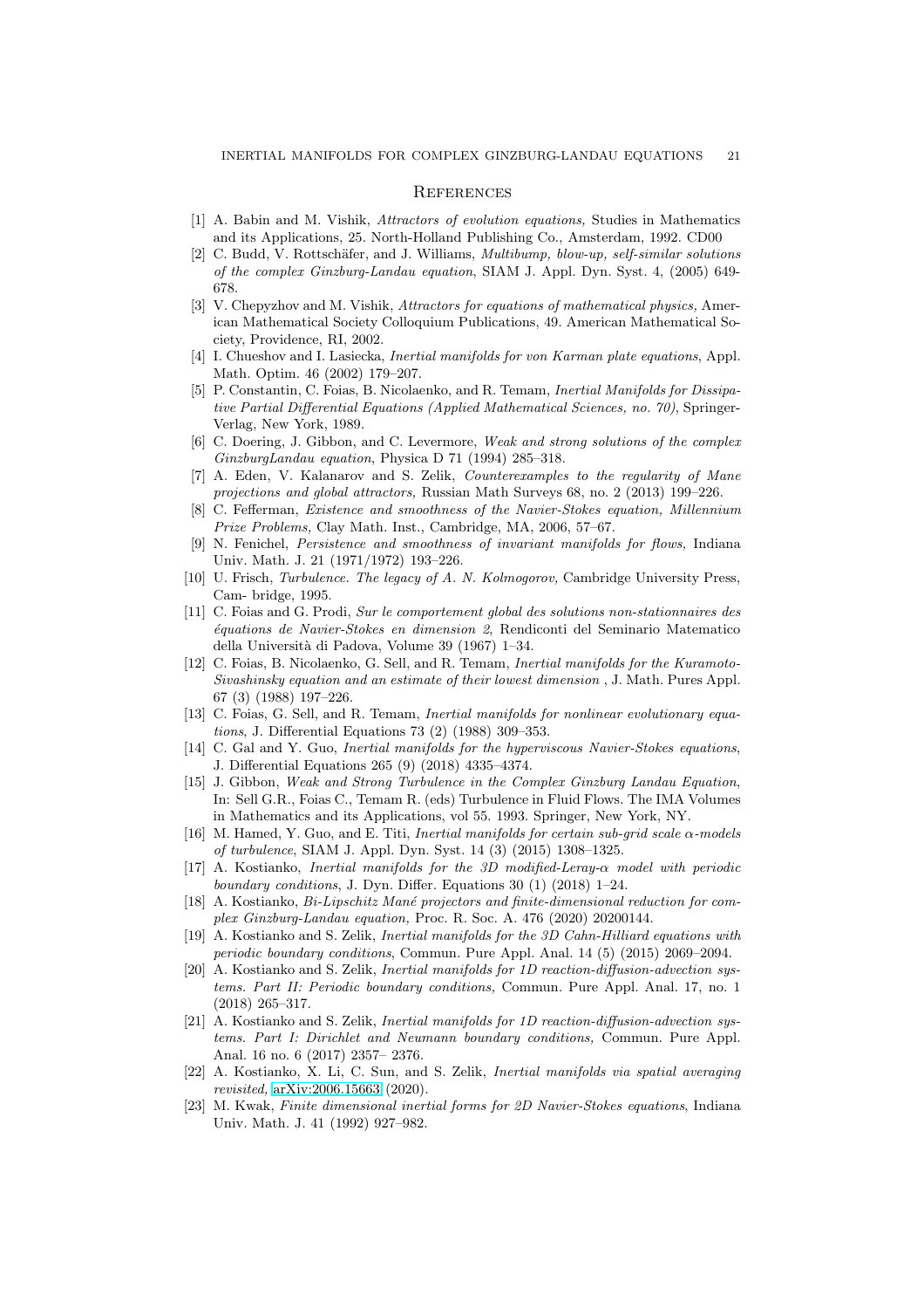## References

[1] A. Babin and M. Vishik, *Attractors of evolution equations,* Studies in Mathematics and its Applications, 25. North-Holland Publishing Co., Amsterdam, 1992. CD00

[2] C. Budd, V. Rottschäfer, and J. Williams, *Multibump, blow-up, self-similar solutions of the complex Ginzburg-Landau equation*, SIAM J. Appl. Dyn. Syst. 4, (2005) 649-678.

[3] V. Chepyzhov and M. Vishik, *Attractors for equations of mathematical physics,* American Mathematical Society Colloquium Publications, 49. American Mathematical Society, Providence, RI, 2002.

[4] I. Chueshov and I. Lasiecka, *Inertial manifolds for von Karman plate equations*, Appl. Math. Optim. 46 (2002) 179–207.

[5] P. Constantin, C. Foias, B. Nicolaenko, and R. Temam, *Inertial Manifolds for Dissipative Partial Differential Equations (Applied Mathematical Sciences, no. 70)*, Springer-Verlag, New York, 1989.

[6] C. Doering, J. Gibbon, and C. Levermore, *Weak and strong solutions of the complex GinzburgLandau equation*, Physica D 71 (1994) 285–318.

[7] A. Eden, V. Kalanarov and S. Zelik, *Counterexamples to the regularity of Mane projections and global attractors,* Russian Math Surveys 68, no. 2 (2013) 199–226.

[8] C. Fefferman, *Existence and smoothness of the Navier-Stokes equation, Millennium Prize Problems,* Clay Math. Inst., Cambridge, MA, 2006, 57–67.

[9] N. Fenichel, *Persistence and smoothness of invariant manifolds for flows,* Indiana Univ. Math. J. 21 (1971/1972) 193–226.

[10] U. Frisch, *Turbulence. The legacy of A. N. Kolmogorov,* Cambridge University Press, Cam- bridge, 1995.

[11] C. Foias and G. Prodi, *Sur le comportement global des solutions non-stationnaires des équations de Navier-Stokes en dimension 2*, Rendiconti del Seminario Matematico della Università di Padova, Volume 39 (1967) 1–34.

[12] C. Foias, B. Nicolaenko, G. Sell, and R. Temam, *Inertial manifolds for the Kuramoto-Sivashinsky equation and an estimate of their lowest dimension* , J. Math. Pures Appl. 67 (3) (1988) 197–226.

[13] C. Foias, G. Sell, and R. Temam, *Inertial manifolds for nonlinear evolutionary equations*, J. Differential Equations 73 (2) (1988) 309–353.

[14] C. Gal and Y. Guo, *Inertial manifolds for the hyperviscous Navier-Stokes equations*, J. Differential Equations 265 (9) (2018) 4335–4374.

[15] J. Gibbon, *Weak and Strong Turbulence in the Complex Ginzburg Landau Equation*, In: Sell G.R., Foias C., Temam R. (eds) Turbulence in Fluid Flows. The IMA Volumes in Mathematics and its Applications, vol 55. 1993. Springer, New York, NY.

[16] M. Hamed, Y. Guo, and E. Titi, *Inertial manifolds for certain sub-grid scale $\alpha$-models of turbulence*, SIAM J. Appl. Dyn. Syst. 14 (3) (2015) 1308–1325.

[17] A. Kostianko, *Inertial manifolds for the 3D modified-Leray-$\alpha$ model with periodic boundary conditions*, J. Dyn. Differ. Equations 30 (1) (2018) 1–24.

[18] A. Kostianko, *Bi-Lipschitz Mané projectors and finite-dimensional reduction for complex Ginzburg-Landau equation,* Proc. R. Soc. A. 476 (2020) 20200144.

[19] A. Kostianko and S. Zelik, *Inertial manifolds for the 3D Cahn-Hilliard equations with periodic boundary conditions*, Commun. Pure Appl. Anal. 14 (5) (2015) 2069–2094.

[20] A. Kostianko and S. Zelik, *Inertial manifolds for 1D reaction-diffusion-advection systems. Part II: Periodic boundary conditions,* Commun. Pure Appl. Anal. 17, no. 1 (2018) 265–317.

[21] A. Kostianko and S. Zelik, *Inertial manifolds for 1D reaction-diffusion-advection systems. Part I: Dirichlet and Neumann boundary conditions,* Commun. Pure Appl. Anal. 16 no. 6 (2017) 2357– 2376.

[22] A. Kostianko, X. Li, C. Sun, and S. Zelik, *Inertial manifolds via spatial averaging revisited,* arXiv:2006.15663 (2020).

[23] M. Kwak, *Finite dimensional inertial forms for 2D Navier-Stokes equations*, Indiana Univ. Math. J. 41 (1992) 927–982.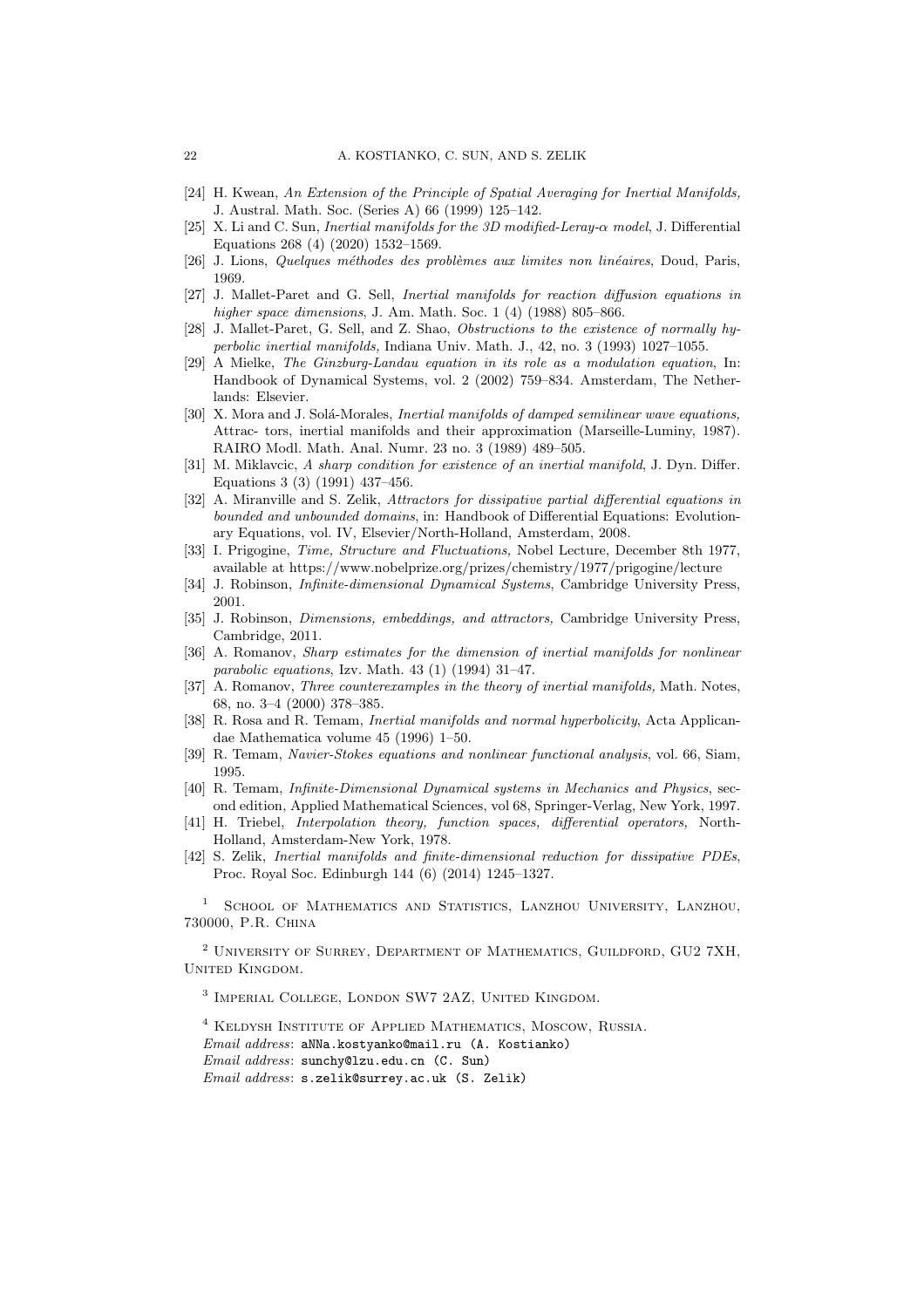- [24] H. Kwean, *An Extension of the Principle of Spatial Averaging for Inertial Manifolds,* J. Austral. Math. Soc. (Series A) 66 (1999) 125–142.
- [25] X. Li and C. Sun, *Inertial manifolds for the 3D modified-Leray-$\alpha$ model*, J. Differential Equations 268 (4) (2020) 1532–1569.
- [26] J. Lions, *Quelques méthodes des problèmes aux limites non linéaires*, Doud, Paris, 1969.
- [27] J. Mallet-Paret and G. Sell, *Inertial manifolds for reaction diffusion equations in higher space dimensions*, J. Am. Math. Soc. 1 (4) (1988) 805–866.
- [28] J. Mallet-Paret, G. Sell, and Z. Shao, *Obstructions to the existence of normally hyperbolic inertial manifolds,* Indiana Univ. Math. J., 42, no. 3 (1993) 1027–1055.
- [29] A Mielke, *The Ginzburg-Landau equation in its role as a modulation equation*, In: Handbook of Dynamical Systems, vol. 2 (2002) 759–834. Amsterdam, The Netherlands: Elsevier.
- [30] X. Mora and J. Solá-Morales, *Inertial manifolds of damped semilinear wave equations,* Attrac- tors, inertial manifolds and their approximation (Marseille-Luminy, 1987). RAIRO Modl. Math. Anal. Numr. 23 no. 3 (1989) 489–505.
- [31] M. Miklavcic, *A sharp condition for existence of an inertial manifold*, J. Dyn. Differ. Equations 3 (3) (1991) 437–456.
- [32] A. Miranville and S. Zelik, *Attractors for dissipative partial differential equations in bounded and unbounded domains*, in: Handbook of Differential Equations: Evolutionary Equations, vol. IV, Elsevier/North-Holland, Amsterdam, 2008.
- [33] I. Prigogine, *Time, Structure and Fluctuations,* Nobel Lecture, December 8th 1977, available at https://www.nobelprize.org/prizes/chemistry/1977/prigogine/lecture
- [34] J. Robinson, *Infinite-dimensional Dynamical Systems*, Cambridge University Press, 2001.
- [35] J. Robinson, *Dimensions, embeddings, and attractors,* Cambridge University Press, Cambridge, 2011.
- [36] A. Romanov, *Sharp estimates for the dimension of inertial manifolds for nonlinear parabolic equations*, Izv. Math. 43 (1) (1994) 31–47.
- [37] A. Romanov, *Three counterexamples in the theory of inertial manifolds,* Math. Notes, 68, no. 3–4 (2000) 378–385.
- [38] R. Rosa and R. Temam, *Inertial manifolds and normal hyperbolicity*, Acta Applicandae Mathematica volume 45 (1996) 1–50.
- [39] R. Temam, *Navier-Stokes equations and nonlinear functional analysis*, vol. 66, Siam, 1995.
- [40] R. Temam, *Infinite-Dimensional Dynamical systems in Mechanics and Physics*, second edition, Applied Mathematical Sciences, vol 68, Springer-Verlag, New York, 1997.
- [41] H. Triebel, *Interpolation theory, function spaces, differential operators,* North-Holland, Amsterdam-New York, 1978.
- [42] S. Zelik, *Inertial manifolds and finite-dimensional reduction for dissipative PDEs*, Proc. Royal Soc. Edinburgh 144 (6) (2014) 1245–1327.

[1] School of Mathematics and Statistics, Lanzhou University, Lanzhou, 730000, P.R. China

[2] University of Surrey, Department of Mathematics, Guildford, GU2 7XH, United Kingdom.

[3] Imperial College, London SW7 2AZ, United Kingdom.

[4] Keldysh Institute of Applied Mathematics, Moscow, Russia.

*Email address*: aNNa.kostyanko@mail.ru (A. Kostianko)
*Email address*: sunchy@lzu.edu.cn (C. Sun)
*Email address*: s.zelik@surrey.ac.uk (S. Zelik)